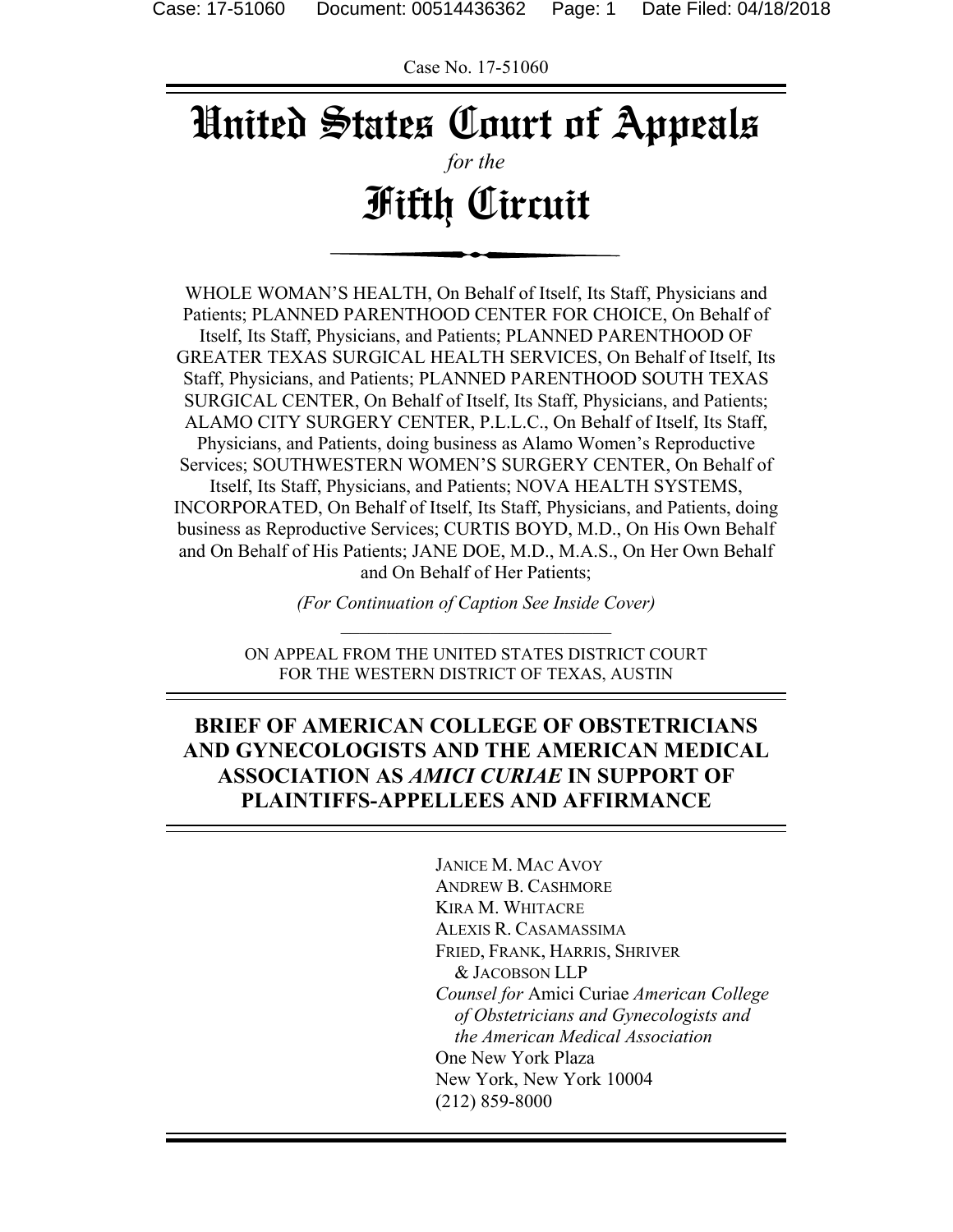Case No. 17-51060

# United States Court of Appeals

*for the*

# Fifth Circuit

WHOLE WOMAN'S HEALTH, On Behalf of Itself, Its Staff, Physicians and Patients; PLANNED PARENTHOOD CENTER FOR CHOICE, On Behalf of Itself, Its Staff, Physicians, and Patients; PLANNED PARENTHOOD OF GREATER TEXAS SURGICAL HEALTH SERVICES, On Behalf of Itself, Its Staff, Physicians, and Patients; PLANNED PARENTHOOD SOUTH TEXAS SURGICAL CENTER, On Behalf of Itself, Its Staff, Physicians, and Patients; ALAMO CITY SURGERY CENTER, P.L.L.C., On Behalf of Itself, Its Staff, Physicians, and Patients, doing business as Alamo Women's Reproductive Services; SOUTHWESTERN WOMEN'S SURGERY CENTER, On Behalf of Itself, Its Staff, Physicians, and Patients; NOVA HEALTH SYSTEMS, INCORPORATED, On Behalf of Itself, Its Staff, Physicians, and Patients, doing business as Reproductive Services; CURTIS BOYD, M.D., On His Own Behalf and On Behalf of His Patients; JANE DOE, M.D., M.A.S., On Her Own Behalf and On Behalf of Her Patients;

*(For Continuation of Caption See Inside Cover)*

ON APPEAL FROM THE UNITED STATES DISTRICT COURT FOR THE WESTERN DISTRICT OF TEXAS, AUSTIN

## BRIEF OF AMERICAN COLLEGE OF OBSTETRICIANS AND GYNECOLOGISTS AND THE AMERICAN MEDICAL ASSOCIATION AS *AMICI CURIAE* IN SUPPORT OF PLAINTIFFS-APPELLEES AND AFFIRMANCE

JANICE M. MAC AVOY
ANDREW B. CASHMORE
KIRA M. WHITACRE
ALEXIS R. CASAMASSIMA
FRIED, FRANK, HARRIS, SHRIVER & JACOBSON LLP
*Counsel for* Amici Curiae *American College of Obstetricians and Gynecologists and the American Medical Association*
One New York Plaza
New York, New York 10004
(212) 859-8000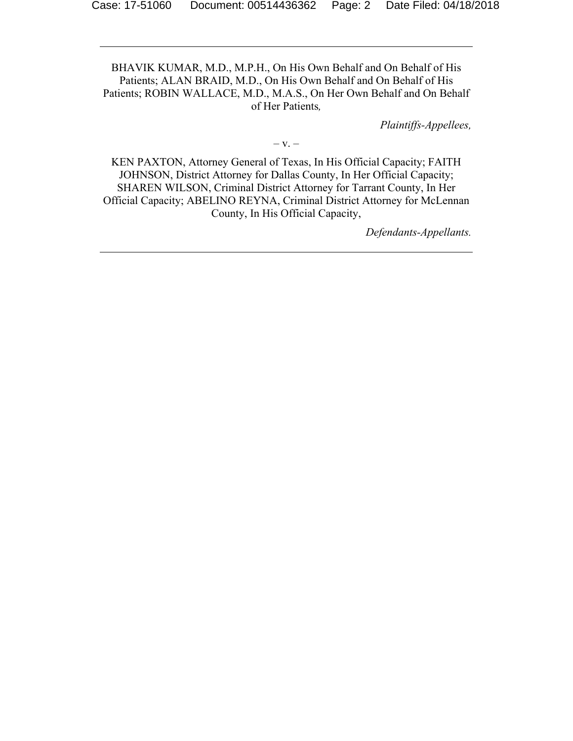---

BHAVIK KUMAR, M.D., M.P.H., On His Own Behalf and On Behalf of His Patients; ALAN BRAID, M.D., On His Own Behalf and On Behalf of His Patients; ROBIN WALLACE, M.D., M.A.S., On Her Own Behalf and On Behalf of Her Patients*,*

*Plaintiffs-Appellees,*

– v. –

KEN PAXTON, Attorney General of Texas, In His Official Capacity; FAITH JOHNSON, District Attorney for Dallas County, In Her Official Capacity; SHAREN WILSON, Criminal District Attorney for Tarrant County, In Her Official Capacity; ABELINO REYNA, Criminal District Attorney for McLennan County, In His Official Capacity,

*Defendants-Appellants.*

---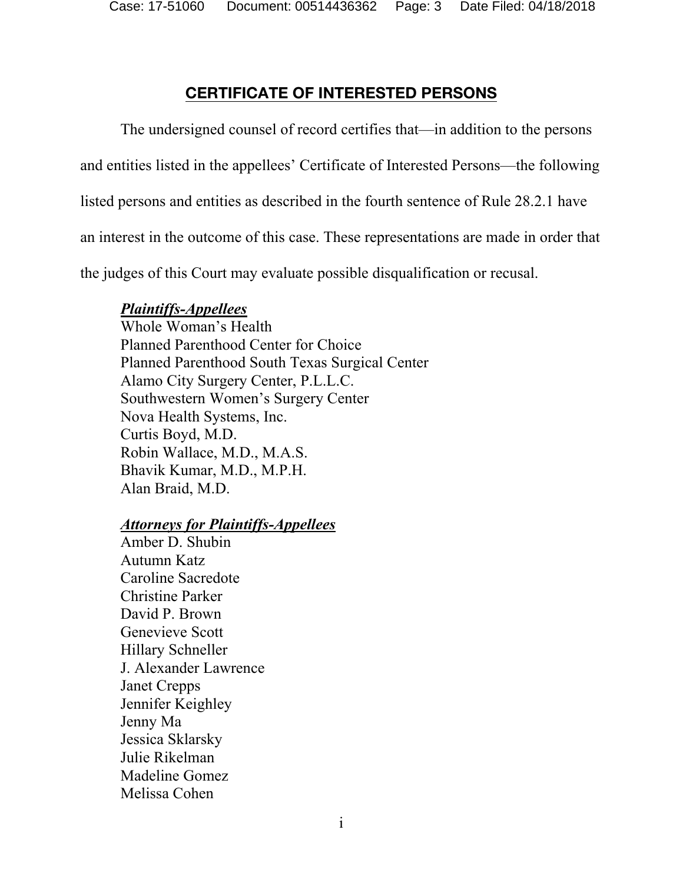# CERTIFICATE OF INTERESTED PERSONS

The undersigned counsel of record certifies that—in addition to the persons and entities listed in the appellees' Certificate of Interested Persons—the following listed persons and entities as described in the fourth sentence of Rule 28.2.1 have an interest in the outcome of this case. These representations are made in order that the judges of this Court may evaluate possible disqualification or recusal.

***Plaintiffs-Appellees***
Whole Woman's Health
Planned Parenthood Center for Choice
Planned Parenthood South Texas Surgical Center
Alamo City Surgery Center, P.L.L.C.
Southwestern Women's Surgery Center
Nova Health Systems, Inc.
Curtis Boyd, M.D.
Robin Wallace, M.D., M.A.S.
Bhavik Kumar, M.D., M.P.H.
Alan Braid, M.D.

***Attorneys for Plaintiffs-Appellees***
Amber D. Shubin
Autumn Katz
Caroline Sacredote
Christine Parker
David P. Brown
Genevieve Scott
Hillary Schneller
J. Alexander Lawrence
Janet Crepps
Jennifer Keighley
Jenny Ma
Jessica Sklarsky
Julie Rikelman
Madeline Gomez
Melissa Cohen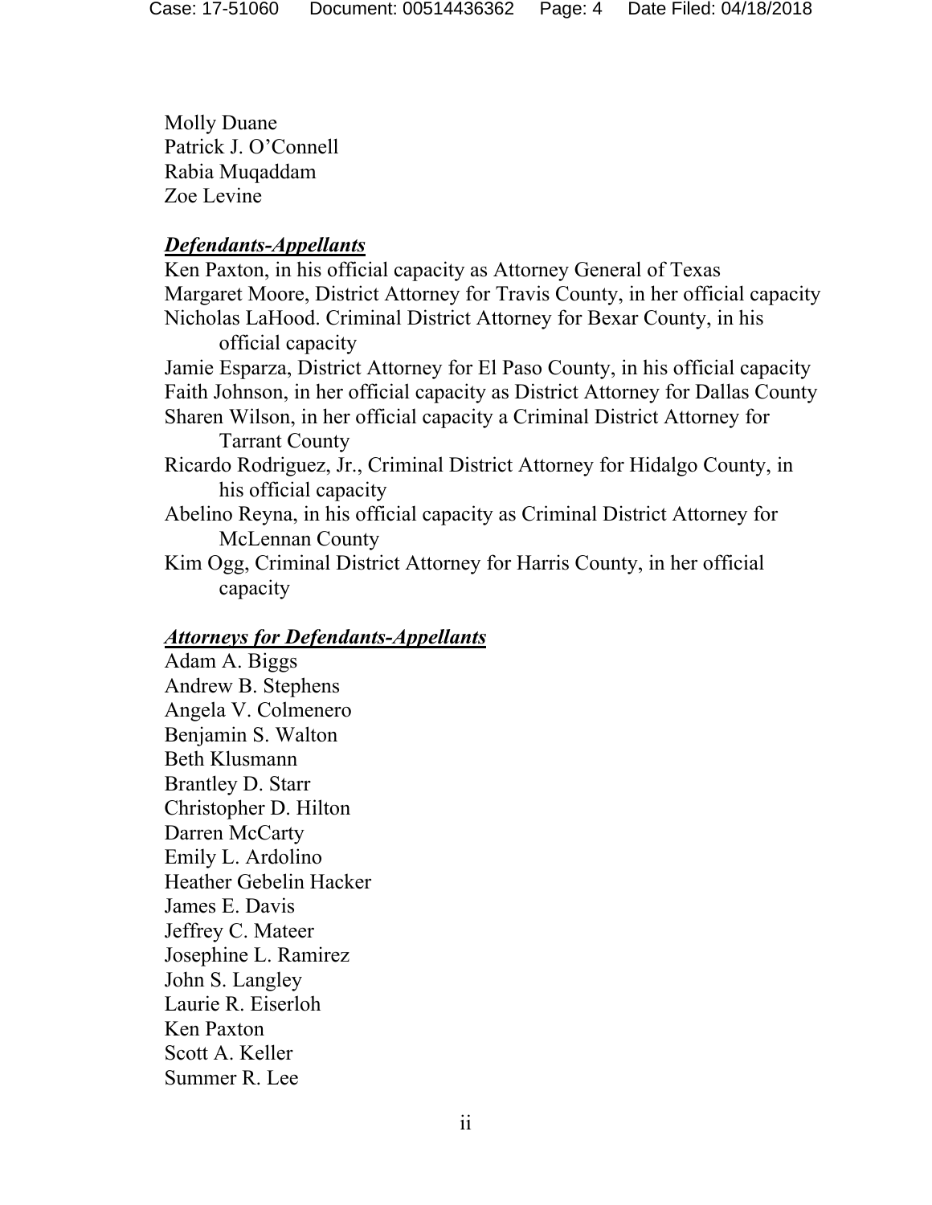Molly Duane
Patrick J. O'Connell
Rabia Muqaddam
Zoe Levine

***Defendants-Appellants***

Ken Paxton, in his official capacity as Attorney General of Texas
Margaret Moore, District Attorney for Travis County, in her official capacity
Nicholas LaHood. Criminal District Attorney for Bexar County, in his official capacity
Jamie Esparza, District Attorney for El Paso County, in his official capacity
Faith Johnson, in her official capacity as District Attorney for Dallas County
Sharen Wilson, in her official capacity a Criminal District Attorney for Tarrant County
Ricardo Rodriguez, Jr., Criminal District Attorney for Hidalgo County, in his official capacity
Abelino Reyna, in his official capacity as Criminal District Attorney for McLennan County
Kim Ogg, Criminal District Attorney for Harris County, in her official capacity

***Attorneys for Defendants-Appellants***

Adam A. Biggs
Andrew B. Stephens
Angela V. Colmenero
Benjamin S. Walton
Beth Klusmann
Brantley D. Starr
Christopher D. Hilton
Darren McCarty
Emily L. Ardolino
Heather Gebelin Hacker
James E. Davis
Jeffrey C. Mateer
Josephine L. Ramirez
John S. Langley
Laurie R. Eiserloh
Ken Paxton
Scott A. Keller
Summer R. Lee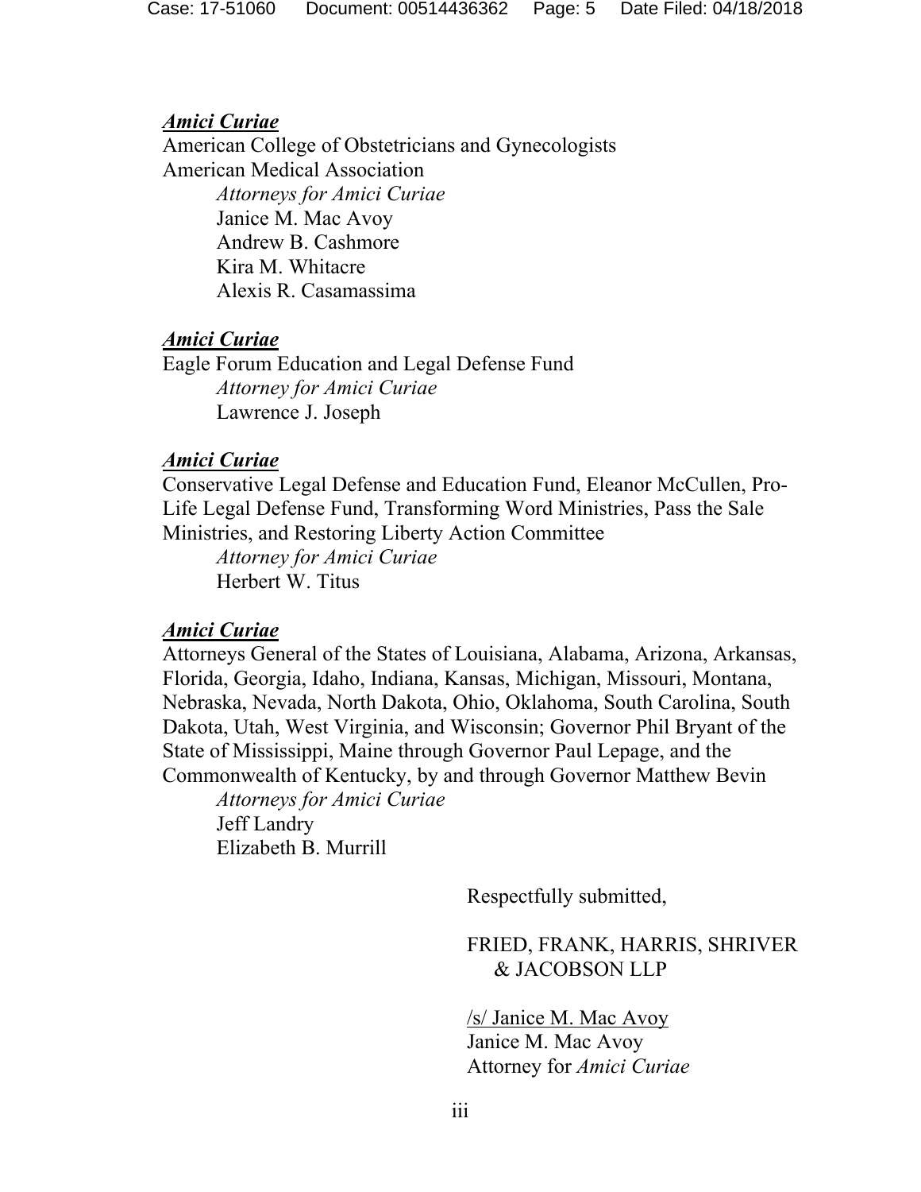***Amici Curiae***

American College of Obstetricians and Gynecologists
American Medical Association

*Attorneys for Amici Curiae*
Janice M. Mac Avoy
Andrew B. Cashmore
Kira M. Whitacre
Alexis R. Casamassima

***Amici Curiae***

Eagle Forum Education and Legal Defense Fund

*Attorney for Amici Curiae*
Lawrence J. Joseph

***Amici Curiae***

Conservative Legal Defense and Education Fund, Eleanor McCullen, Pro-Life Legal Defense Fund, Transforming Word Ministries, Pass the Sale Ministries, and Restoring Liberty Action Committee

*Attorney for Amici Curiae*
Herbert W. Titus

***Amici Curiae***

Attorneys General of the States of Louisiana, Alabama, Arizona, Arkansas, Florida, Georgia, Idaho, Indiana, Kansas, Michigan, Missouri, Montana, Nebraska, Nevada, North Dakota, Ohio, Oklahoma, South Carolina, South Dakota, Utah, West Virginia, and Wisconsin; Governor Phil Bryant of the State of Mississippi, Maine through Governor Paul Lepage, and the Commonwealth of Kentucky, by and through Governor Matthew Bevin

*Attorneys for Amici Curiae*
Jeff Landry
Elizabeth B. Murrill

Respectfully submitted,

FRIED, FRANK, HARRIS, SHRIVER & JACOBSON LLP

/s/ Janice M. Mac Avoy
Janice M. Mac Avoy
Attorney for *Amici Curiae*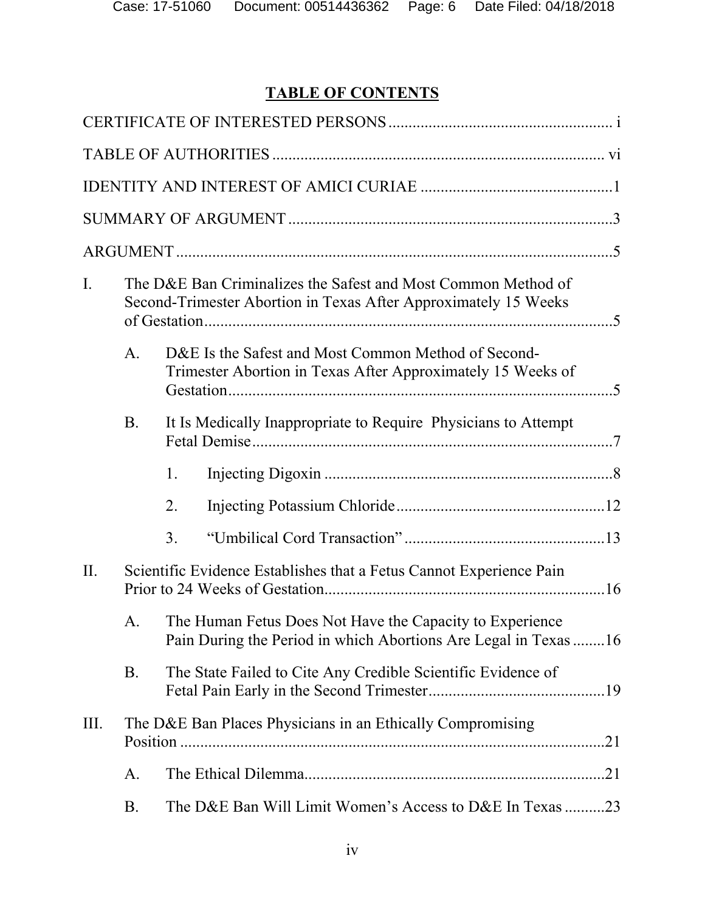# TABLE OF CONTENTS

CERTIFICATE OF INTERESTED PERSONS ....................................................... i

TABLE OF AUTHORITIES ................................................................................. vi

IDENTITY AND INTEREST OF AMICI CURIAE ...............................................1

SUMMARY OF ARGUMENT ................................................................................3

ARGUMENT ............................................................................................................5

I. The D&E Ban Criminalizes the Safest and Most Common Method of Second-Trimester Abortion in Texas After Approximately 15 Weeks of Gestation.....................................................................................................5

   A. D&E Is the Safest and Most Common Method of Second-Trimester Abortion in Texas After Approximately 15 Weeks of Gestation................................................................................................5

   B. It Is Medically Inappropriate to Require Physicians to Attempt Fetal Demise..........................................................................................7

      1. Injecting Digoxin .......................................................................8

      2. Injecting Potassium Chloride...................................................12

      3. "Umbilical Cord Transaction" ..................................................13

II. Scientific Evidence Establishes that a Fetus Cannot Experience Pain Prior to 24 Weeks of Gestation.....................................................................16

   A. The Human Fetus Does Not Have the Capacity to Experience Pain During the Period in which Abortions Are Legal in Texas ........16

   B. The State Failed to Cite Any Credible Scientific Evidence of Fetal Pain Early in the Second Trimester............................................19

III. The D&E Ban Places Physicians in an Ethically Compromising Position .........................................................................................................21

   A. The Ethical Dilemma...........................................................................21

   B. The D&E Ban Will Limit Women's Access to D&E In Texas ..........23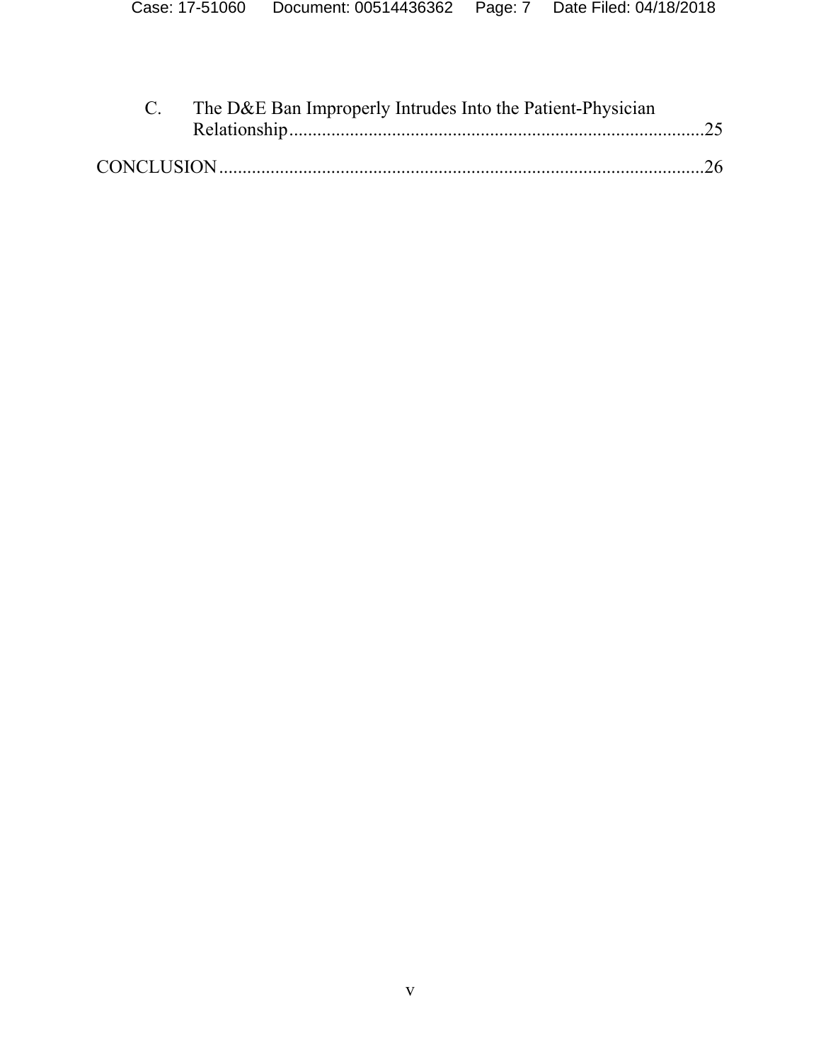C. The D&E Ban Improperly Intrudes Into the Patient-Physician Relationship........................................................................................25

CONCLUSION........................................................................................................26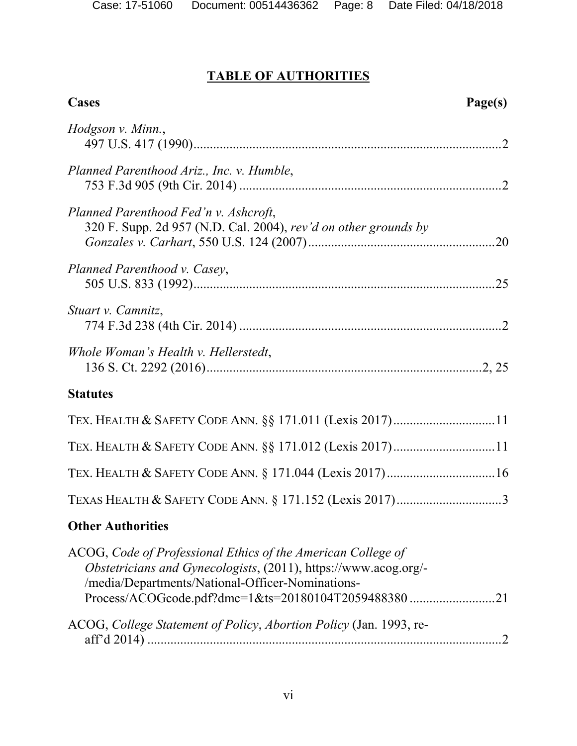## TABLE OF AUTHORITIES

**Cases** **Page(s)**

*Hodgson v. Minn.*,
497 U.S. 417 (1990) ........................................................................................ 2

*Planned Parenthood Ariz., Inc. v. Humble*,
753 F.3d 905 (9th Cir. 2014) ........................................................................... 2

*Planned Parenthood Fed'n v. Ashcroft*,
320 F. Supp. 2d 957 (N.D. Cal. 2004), *rev'd on other grounds by Gonzales v. Carhart*, 550 U.S. 124 (2007) ........................................................ 20

*Planned Parenthood v. Casey*,
505 U.S. 833 (1992) ........................................................................................ 25

*Stuart v. Camnitz*,
774 F.3d 238 (4th Cir. 2014) ........................................................................... 2

*Whole Woman's Health v. Hellerstedt*,
136 S. Ct. 2292 (2016) .................................................................................. 2, 25

**Statutes**

TEX. HEALTH & SAFETY CODE ANN. §§ 171.011 (Lexis 2017) .............................. 11

TEX. HEALTH & SAFETY CODE ANN. §§ 171.012 (Lexis 2017) .............................. 11

TEX. HEALTH & SAFETY CODE ANN. § 171.044 (Lexis 2017) ................................ 16

TEXAS HEALTH & SAFETY CODE ANN. § 171.152 (Lexis 2017) ................................ 3

**Other Authorities**

ACOG, *Code of Professional Ethics of the American College of Obstetricians and Gynecologists*, (2011), https://www.acog.org/-/media/Departments/National-Officer-Nominations-Process/ACOGcode.pdf?dmc=1&ts=20180104T2059488380 .......................... 21

ACOG, *College Statement of Policy*, *Abortion Policy* (Jan. 1993, re-aff'd 2014) ................................................................................................ 2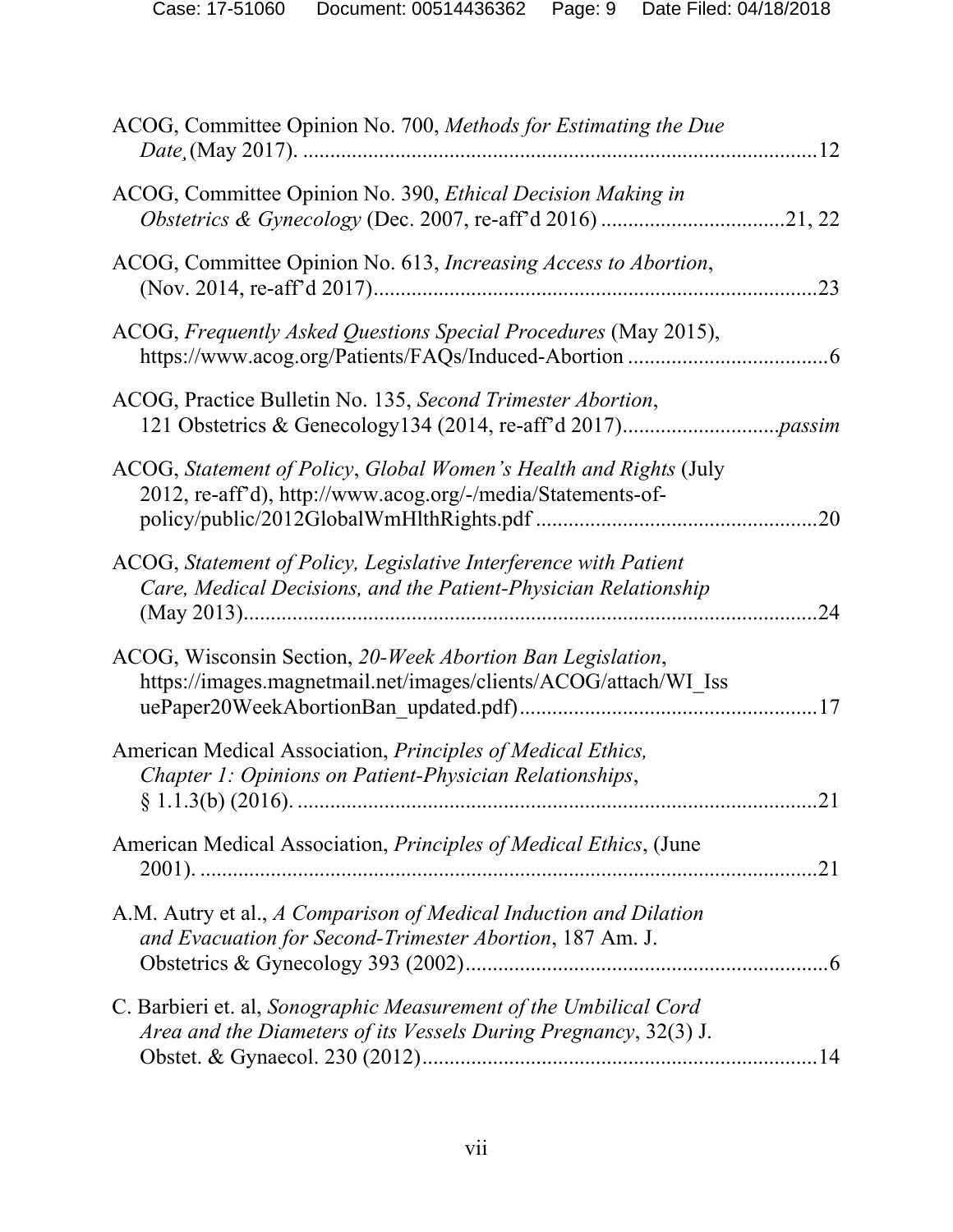ACOG, Committee Opinion No. 700, *Methods for Estimating the Due Date,* (May 2017). ....................................................................................................12

ACOG, Committee Opinion No. 390, *Ethical Decision Making in Obstetrics & Gynecology* (Dec. 2007, re-aff'd 2016) .................................21, 22

ACOG, Committee Opinion No. 613, *Increasing Access to Abortion*, (Nov. 2014, re-aff'd 2017)..................................................................................23

ACOG, *Frequently Asked Questions Special Procedures* (May 2015), https://www.acog.org/Patients/FAQs/Induced-Abortion .....................................6

ACOG, Practice Bulletin No. 135, *Second Trimester Abortion*, 121 Obstetrics & Genecology134 (2014, re-aff'd 2017)............................*passim*

ACOG, *Statement of Policy*, *Global Women's Health and Rights* (July 2012, re-aff'd), http://www.acog.org/-/media/Statements-of-policy/public/2012GlobalWmHlthRights.pdf ....................................................20

ACOG, *Statement of Policy, Legislative Interference with Patient Care, Medical Decisions, and the Patient-Physician Relationship* (May 2013)..........................................................................................................24

ACOG, Wisconsin Section, *20-Week Abortion Ban Legislation*, https://images.magnetmail.net/images/clients/ACOG/attach/WI_IssuePaper20WeekAbortionBan_updated.pdf).......................................................17

American Medical Association, *Principles of Medical Ethics, Chapter 1: Opinions on Patient-Physician Relationships*, § 1.1.3(b) (2016). ................................................................................................21

American Medical Association, *Principles of Medical Ethics*, (June 2001). ...................................................................................................................21

A.M. Autry et al., *A Comparison of Medical Induction and Dilation and Evacuation for Second-Trimester Abortion*, 187 Am. J. Obstetrics & Gynecology 393 (2002)...................................................................6

C. Barbieri et. al, *Sonographic Measurement of the Umbilical Cord Area and the Diameters of its Vessels During Pregnancy*, 32(3) J. Obstet. & Gynaecol. 230 (2012).........................................................................14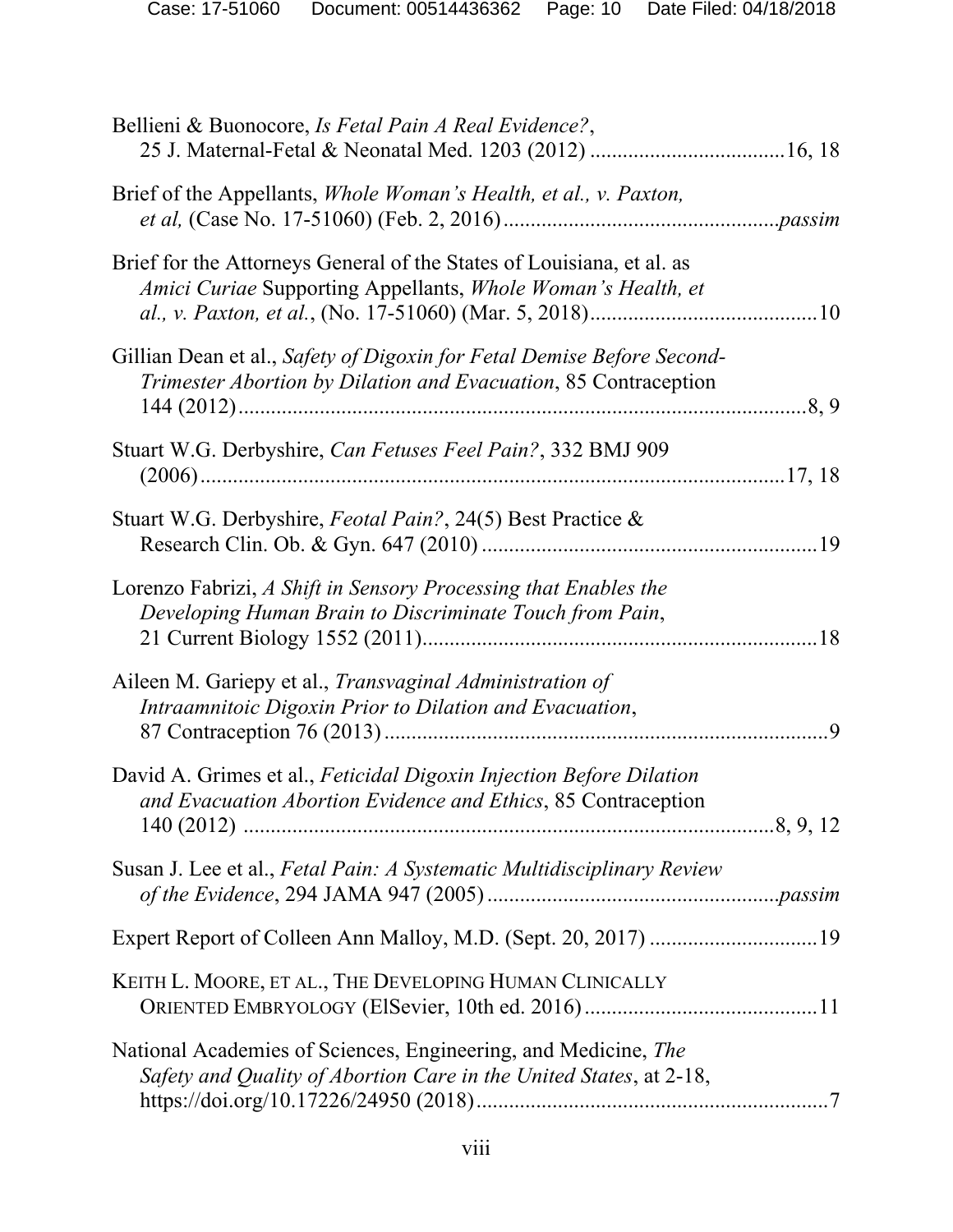Bellieni & Buonocore, *Is Fetal Pain A Real Evidence?*, 25 J. Maternal-Fetal & Neonatal Med. 1203 (2012) ....................................16, 18

Brief of the Appellants, *Whole Woman's Health, et al., v. Paxton, et al,* (Case No. 17-51060) (Feb. 2, 2016)..................................................*passim*

Brief for the Attorneys General of the States of Louisiana, et al. as *Amici Curiae* Supporting Appellants, *Whole Woman's Health, et al., v. Paxton, et al.*, (No. 17-51060) (Mar. 5, 2018)..........................................10

Gillian Dean et al., *Safety of Digoxin for Fetal Demise Before Second-Trimester Abortion by Dilation and Evacuation*, 85 Contraception 144 (2012).........................................................................................8, 9

Stuart W.G. Derbyshire, *Can Fetuses Feel Pain?*, 332 BMJ 909 (2006)...........................................................................................17, 18

Stuart W.G. Derbyshire, *Feotal Pain?*, 24(5) Best Practice & Research Clin. Ob. & Gyn. 647 (2010) ..............................................................19

Lorenzo Fabrizi, *A Shift in Sensory Processing that Enables the Developing Human Brain to Discriminate Touch from Pain*, 21 Current Biology 1552 (2011)........................................................................18

Aileen M. Gariepy et al., *Transvaginal Administration of Intraamnitoic Digoxin Prior to Dilation and Evacuation*, 87 Contraception 76 (2013)..................................................................................9

David A. Grimes et al., *Feticidal Digoxin Injection Before Dilation and Evacuation Abortion Evidence and Ethics*, 85 Contraception 140 (2012) ..................................................................................8, 9, 12

Susan J. Lee et al., *Fetal Pain: A Systematic Multidisciplinary Review of the Evidence*, 294 JAMA 947 (2005).....................................................*passim*

Expert Report of Colleen Ann Malloy, M.D. (Sept. 20, 2017) ...............................19

KEITH L. MOORE, ET AL., THE DEVELOPING HUMAN CLINICALLY ORIENTED EMBRYOLOGY (ElSevier, 10th ed. 2016)...........................................11

National Academies of Sciences, Engineering, and Medicine, *The Safety and Quality of Abortion Care in the United States*, at 2-18, https://doi.org/10.17226/24950 (2018).................................................................7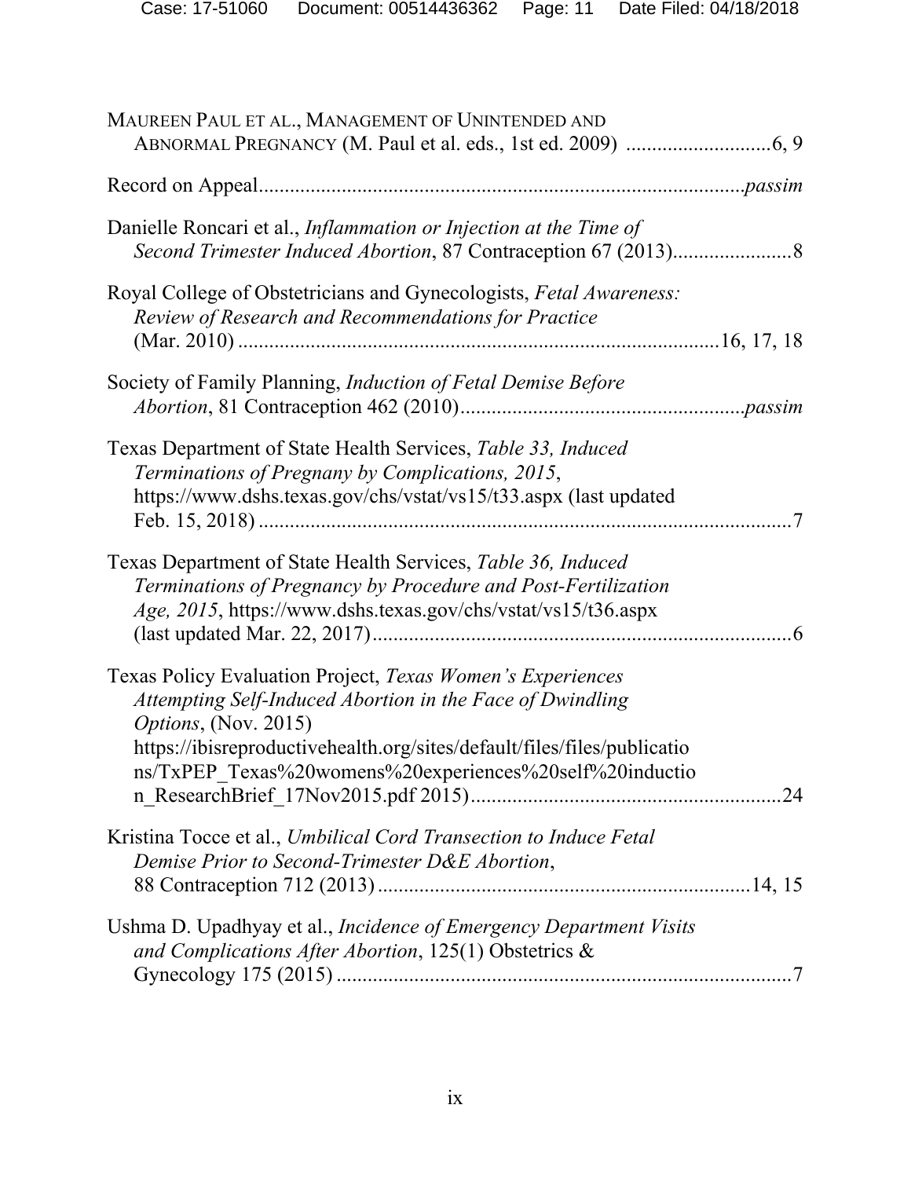MAUREEN PAUL ET AL., MANAGEMENT OF UNINTENDED AND ABNORMAL PREGNANCY (M. Paul et al. eds., 1st ed. 2009) ............................6, 9

Record on Appeal.........................................................................................*passim*

Danielle Roncari et al., *Inflammation or Injection at the Time of Second Trimester Induced Abortion*, 87 Contraception 67 (2013).......................8

Royal College of Obstetricians and Gynecologists, *Fetal Awareness: Review of Research and Recommendations for Practice* (Mar. 2010) ..........................................................................................16, 17, 18

Society of Family Planning, *Induction of Fetal Demise Before Abortion*, 81 Contraception 462 (2010).....................................................*passim*

Texas Department of State Health Services, *Table 33, Induced Terminations of Pregnany by Complications, 2015*, https://www.dshs.texas.gov/chs/vstat/vs15/t33.aspx (last updated Feb. 15, 2018) .......................................................................................7

Texas Department of State Health Services, *Table 36, Induced Terminations of Pregnancy by Procedure and Post-Fertilization Age, 2015*, https://www.dshs.texas.gov/chs/vstat/vs15/t36.aspx (last updated Mar. 22, 2017).................................................................................6

Texas Policy Evaluation Project, *Texas Women's Experiences Attempting Self-Induced Abortion in the Face of Dwindling Options*, (Nov. 2015) https://ibisreproductivehealth.org/sites/default/files/files/publications/TxPEP_Texas%20womens%20experiences%20self%20induction_ResearchBrief_17Nov2015.pdf 2015)...........................................................24

Kristina Tocce et al., *Umbilical Cord Transection to Induce Fetal Demise Prior to Second-Trimester D&E Abortion*, 88 Contraception 712 (2013).......................................................................14, 15

Ushma D. Upadhyay et al., *Incidence of Emergency Department Visits and Complications After Abortion*, 125(1) Obstetrics & Gynecology 175 (2015) ........................................................................................7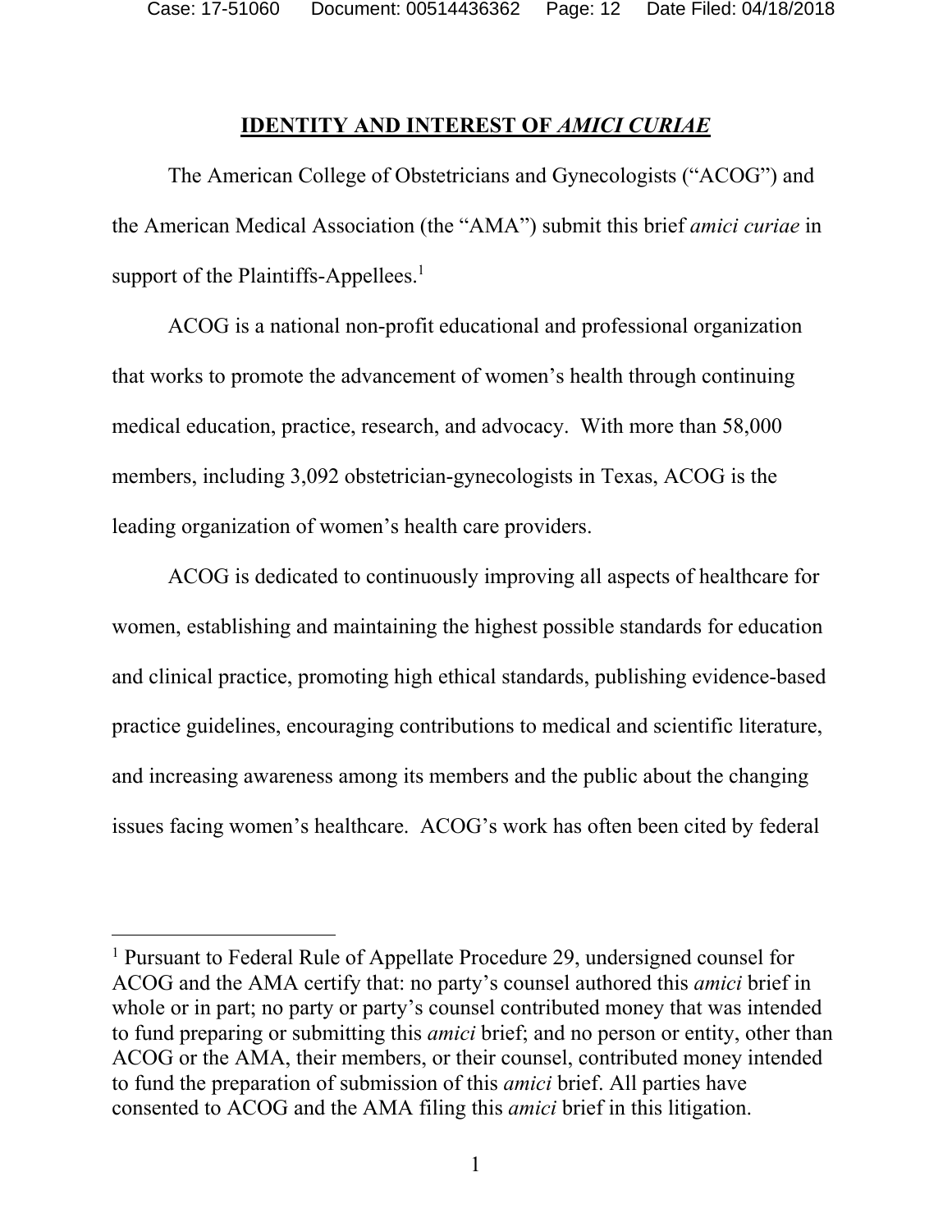## **IDENTITY AND INTEREST OF *AMICI CURIAE***

The American College of Obstetricians and Gynecologists ("ACOG") and the American Medical Association (the "AMA") submit this brief *amici curiae* in support of the Plaintiffs-Appellees.[1]

ACOG is a national non-profit educational and professional organization that works to promote the advancement of women's health through continuing medical education, practice, research, and advocacy. With more than 58,000 members, including 3,092 obstetrician-gynecologists in Texas, ACOG is the leading organization of women's health care providers.

ACOG is dedicated to continuously improving all aspects of healthcare for women, establishing and maintaining the highest possible standards for education and clinical practice, promoting high ethical standards, publishing evidence-based practice guidelines, encouraging contributions to medical and scientific literature, and increasing awareness among its members and the public about the changing issues facing women's healthcare. ACOG's work has often been cited by federal

---

[1] Pursuant to Federal Rule of Appellate Procedure 29, undersigned counsel for ACOG and the AMA certify that: no party's counsel authored this *amici* brief in whole or in part; no party or party's counsel contributed money that was intended to fund preparing or submitting this *amici* brief; and no person or entity, other than ACOG or the AMA, their members, or their counsel, contributed money intended to fund the preparation of submission of this *amici* brief. All parties have consented to ACOG and the AMA filing this *amici* brief in this litigation.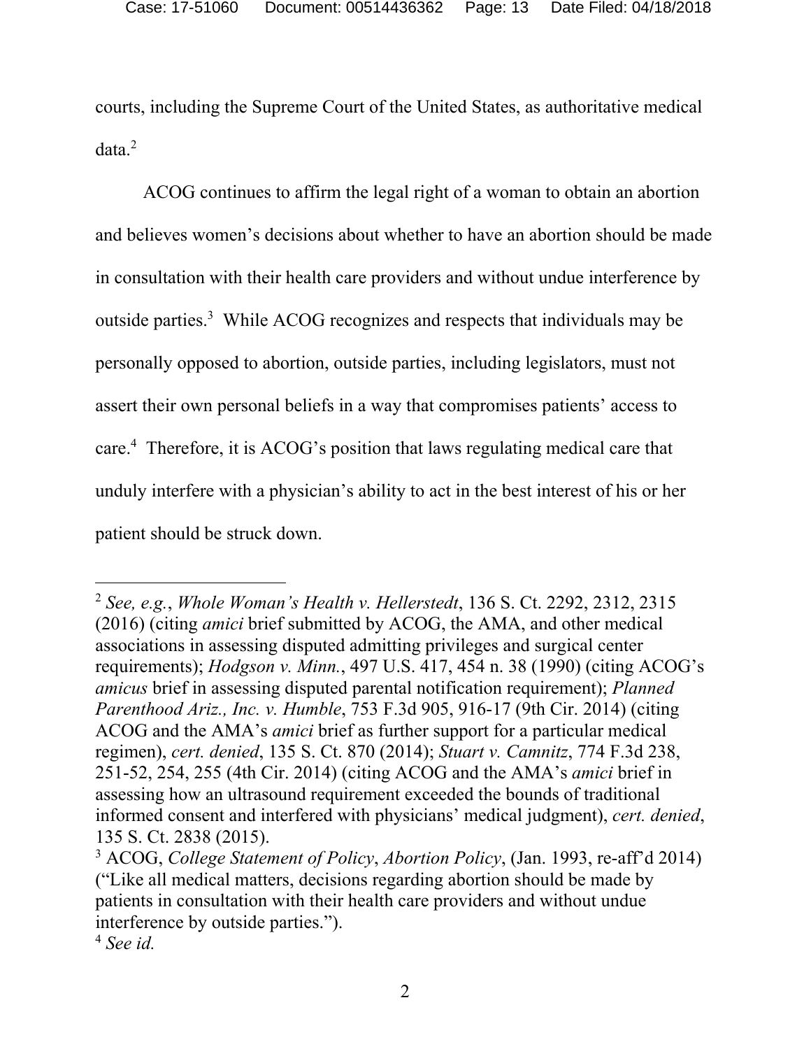courts, including the Supreme Court of the United States, as authoritative medical data.[2]

ACOG continues to affirm the legal right of a woman to obtain an abortion and believes women's decisions about whether to have an abortion should be made in consultation with their health care providers and without undue interference by outside parties.[3] While ACOG recognizes and respects that individuals may be personally opposed to abortion, outside parties, including legislators, must not assert their own personal beliefs in a way that compromises patients' access to care.[4] Therefore, it is ACOG's position that laws regulating medical care that unduly interfere with a physician's ability to act in the best interest of his or her patient should be struck down.

---

[2] *See, e.g.*, *Whole Woman's Health v. Hellerstedt*, 136 S. Ct. 2292, 2312, 2315 (2016) (citing *amici* brief submitted by ACOG, the AMA, and other medical associations in assessing disputed admitting privileges and surgical center requirements); *Hodgson v. Minn.*, 497 U.S. 417, 454 n. 38 (1990) (citing ACOG's *amicus* brief in assessing disputed parental notification requirement); *Planned Parenthood Ariz., Inc. v. Humble*, 753 F.3d 905, 916-17 (9th Cir. 2014) (citing ACOG and the AMA's *amici* brief as further support for a particular medical regimen), *cert. denied*, 135 S. Ct. 870 (2014); *Stuart v. Camnitz*, 774 F.3d 238, 251-52, 254, 255 (4th Cir. 2014) (citing ACOG and the AMA's *amici* brief in assessing how an ultrasound requirement exceeded the bounds of traditional informed consent and interfered with physicians' medical judgment), *cert. denied*, 135 S. Ct. 2838 (2015).

[3] ACOG, *College Statement of Policy*, *Abortion Policy*, (Jan. 1993, re-aff'd 2014) ("Like all medical matters, decisions regarding abortion should be made by patients in consultation with their health care providers and without undue interference by outside parties.").

[4] *See id.*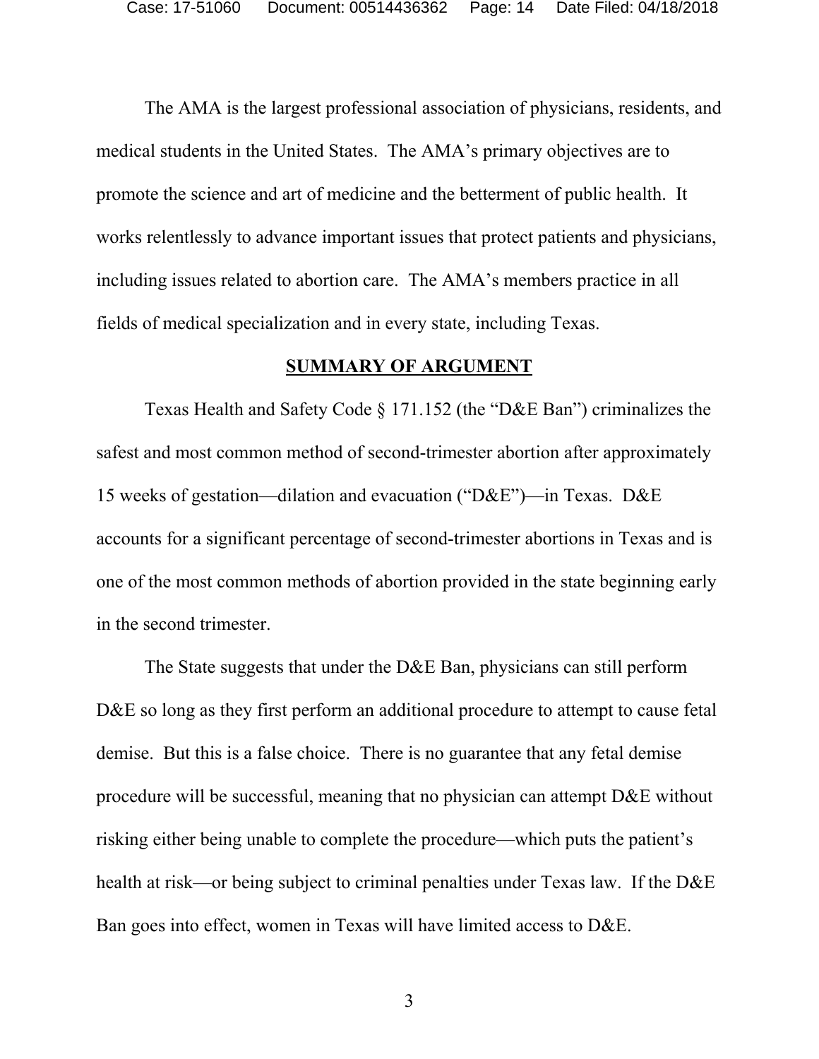The AMA is the largest professional association of physicians, residents, and medical students in the United States. The AMA's primary objectives are to promote the science and art of medicine and the betterment of public health. It works relentlessly to advance important issues that protect patients and physicians, including issues related to abortion care. The AMA's members practice in all fields of medical specialization and in every state, including Texas.

## SUMMARY OF ARGUMENT

Texas Health and Safety Code § 171.152 (the "D&E Ban") criminalizes the safest and most common method of second-trimester abortion after approximately 15 weeks of gestation—dilation and evacuation ("D&E")—in Texas. D&E accounts for a significant percentage of second-trimester abortions in Texas and is one of the most common methods of abortion provided in the state beginning early in the second trimester.

The State suggests that under the D&E Ban, physicians can still perform D&E so long as they first perform an additional procedure to attempt to cause fetal demise. But this is a false choice. There is no guarantee that any fetal demise procedure will be successful, meaning that no physician can attempt D&E without risking either being unable to complete the procedure—which puts the patient's health at risk—or being subject to criminal penalties under Texas law. If the D&E Ban goes into effect, women in Texas will have limited access to D&E.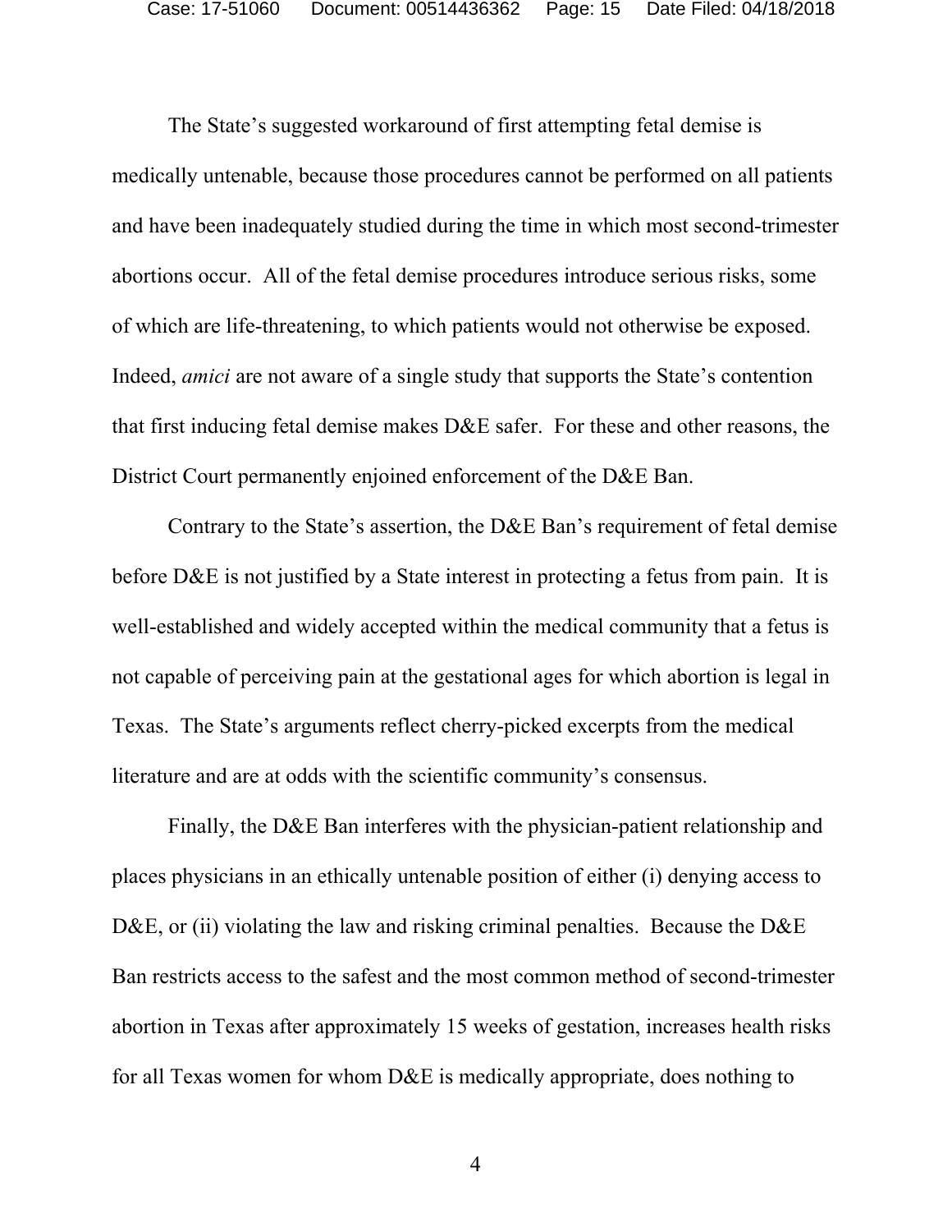The State's suggested workaround of first attempting fetal demise is medically untenable, because those procedures cannot be performed on all patients and have been inadequately studied during the time in which most second-trimester abortions occur. All of the fetal demise procedures introduce serious risks, some of which are life-threatening, to which patients would not otherwise be exposed. Indeed, *amici* are not aware of a single study that supports the State's contention that first inducing fetal demise makes D&E safer. For these and other reasons, the District Court permanently enjoined enforcement of the D&E Ban.

Contrary to the State's assertion, the D&E Ban's requirement of fetal demise before D&E is not justified by a State interest in protecting a fetus from pain. It is well-established and widely accepted within the medical community that a fetus is not capable of perceiving pain at the gestational ages for which abortion is legal in Texas. The State's arguments reflect cherry-picked excerpts from the medical literature and are at odds with the scientific community's consensus.

Finally, the D&E Ban interferes with the physician-patient relationship and places physicians in an ethically untenable position of either (i) denying access to D&E, or (ii) violating the law and risking criminal penalties. Because the D&E Ban restricts access to the safest and the most common method of second-trimester abortion in Texas after approximately 15 weeks of gestation, increases health risks for all Texas women for whom D&E is medically appropriate, does nothing to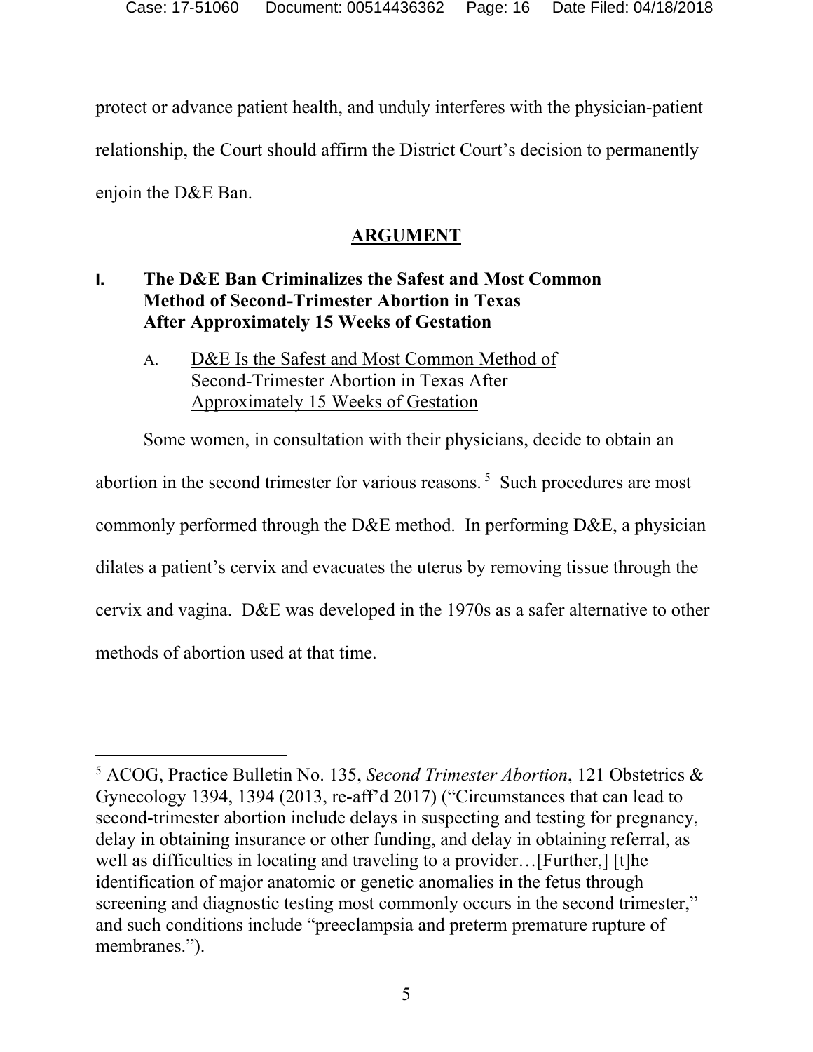protect or advance patient health, and unduly interferes with the physician-patient relationship, the Court should affirm the District Court's decision to permanently enjoin the D&E Ban.

## ARGUMENT

### I. The D&E Ban Criminalizes the Safest and Most Common Method of Second-Trimester Abortion in Texas After Approximately 15 Weeks of Gestation

#### A. D&E Is the Safest and Most Common Method of Second-Trimester Abortion in Texas After Approximately 15 Weeks of Gestation

Some women, in consultation with their physicians, decide to obtain an abortion in the second trimester for various reasons.[5] Such procedures are most commonly performed through the D&E method. In performing D&E, a physician dilates a patient's cervix and evacuates the uterus by removing tissue through the cervix and vagina. D&E was developed in the 1970s as a safer alternative to other methods of abortion used at that time.

---

[5] ACOG, Practice Bulletin No. 135, *Second Trimester Abortion*, 121 Obstetrics & Gynecology 1394, 1394 (2013, re-aff'd 2017) ("Circumstances that can lead to second-trimester abortion include delays in suspecting and testing for pregnancy, delay in obtaining insurance or other funding, and delay in obtaining referral, as well as difficulties in locating and traveling to a provider…[Further,] [t]he identification of major anatomic or genetic anomalies in the fetus through screening and diagnostic testing most commonly occurs in the second trimester," and such conditions include "preeclampsia and preterm premature rupture of membranes.").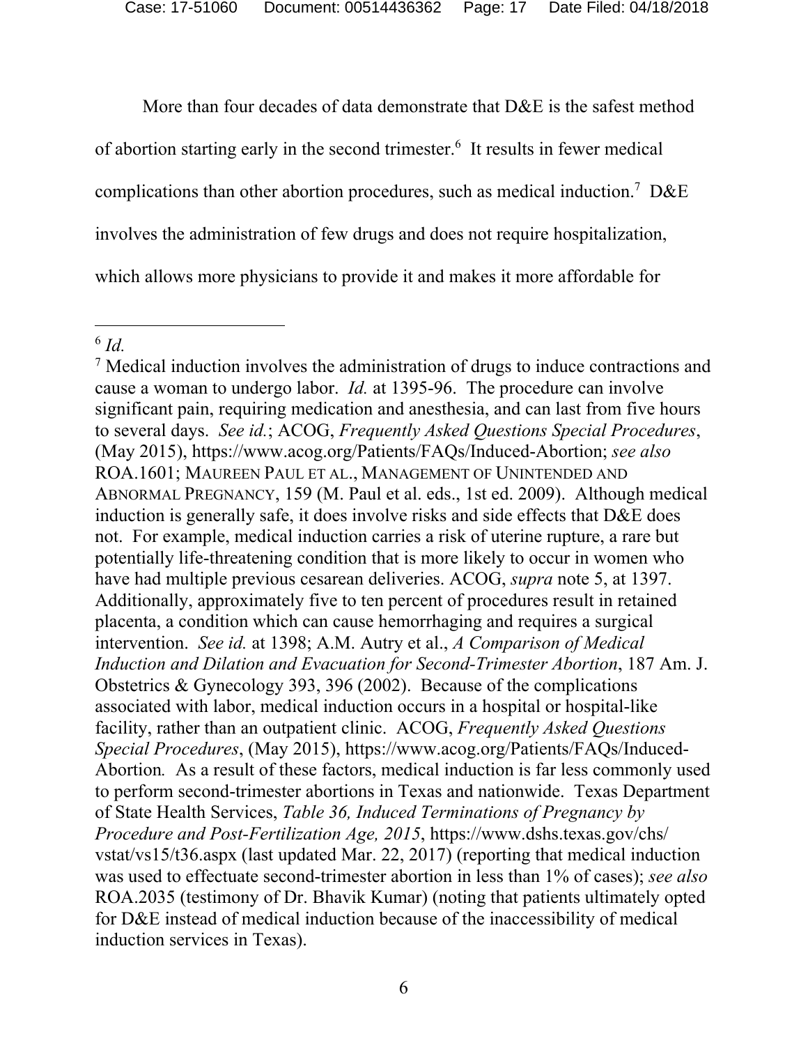More than four decades of data demonstrate that D&E is the safest method of abortion starting early in the second trimester.[6] It results in fewer medical complications than other abortion procedures, such as medical induction.[7] D&E involves the administration of few drugs and does not require hospitalization, which allows more physicians to provide it and makes it more affordable for

---

[6] *Id.*

[7] Medical induction involves the administration of drugs to induce contractions and cause a woman to undergo labor. *Id.* at 1395-96. The procedure can involve significant pain, requiring medication and anesthesia, and can last from five hours to several days. *See id.*; ACOG, *Frequently Asked Questions Special Procedures*, (May 2015), https://www.acog.org/Patients/FAQs/Induced-Abortion; *see also* ROA.1601; MAUREEN PAUL ET AL., MANAGEMENT OF UNINTENDED AND ABNORMAL PREGNANCY, 159 (M. Paul et al. eds., 1st ed. 2009). Although medical induction is generally safe, it does involve risks and side effects that D&E does not. For example, medical induction carries a risk of uterine rupture, a rare but potentially life-threatening condition that is more likely to occur in women who have had multiple previous cesarean deliveries. ACOG, *supra* note 5, at 1397. Additionally, approximately five to ten percent of procedures result in retained placenta, a condition which can cause hemorrhaging and requires a surgical intervention. *See id.* at 1398; A.M. Autry et al., *A Comparison of Medical Induction and Dilation and Evacuation for Second-Trimester Abortion*, 187 Am. J. Obstetrics & Gynecology 393, 396 (2002). Because of the complications associated with labor, medical induction occurs in a hospital or hospital-like facility, rather than an outpatient clinic. ACOG, *Frequently Asked Questions Special Procedures*, (May 2015), https://www.acog.org/Patients/FAQs/Induced-Abortion. As a result of these factors, medical induction is far less commonly used to perform second-trimester abortions in Texas and nationwide. Texas Department of State Health Services, *Table 36, Induced Terminations of Pregnancy by Procedure and Post-Fertilization Age, 2015*, https://www.dshs.texas.gov/chs/vstat/vs15/t36.aspx (last updated Mar. 22, 2017) (reporting that medical induction was used to effectuate second-trimester abortion in less than 1% of cases); *see also* ROA.2035 (testimony of Dr. Bhavik Kumar) (noting that patients ultimately opted for D&E instead of medical induction because of the inaccessibility of medical induction services in Texas).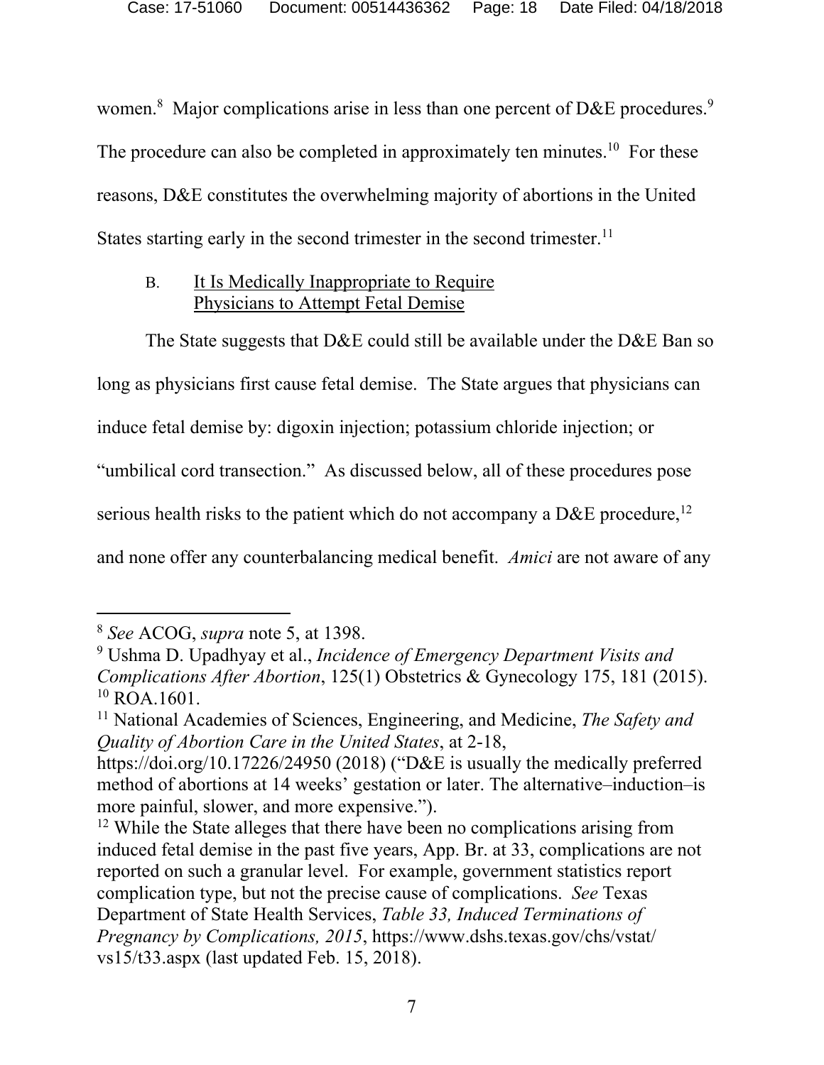women.[8] Major complications arise in less than one percent of D&E procedures.[9] The procedure can also be completed in approximately ten minutes.[10] For these reasons, D&E constitutes the overwhelming majority of abortions in the United States starting early in the second trimester in the second trimester.[11]

### B. It Is Medically Inappropriate to Require Physicians to Attempt Fetal Demise

The State suggests that D&E could still be available under the D&E Ban so long as physicians first cause fetal demise. The State argues that physicians can induce fetal demise by: digoxin injection; potassium chloride injection; or "umbilical cord transection." As discussed below, all of these procedures pose serious health risks to the patient which do not accompany a D&E procedure,[12] and none offer any counterbalancing medical benefit. *Amici* are not aware of any

---

[8] *See* ACOG, *supra* note 5, at 1398.

[9] Ushma D. Upadhyay et al., *Incidence of Emergency Department Visits and Complications After Abortion*, 125(1) Obstetrics & Gynecology 175, 181 (2015).

[10] ROA.1601.

[11] National Academies of Sciences, Engineering, and Medicine, *The Safety and Quality of Abortion Care in the United States*, at 2-18, https://doi.org/10.17226/24950 (2018) ("D&E is usually the medically preferred method of abortions at 14 weeks' gestation or later. The alternative–induction–is more painful, slower, and more expensive.").

[12] While the State alleges that there have been no complications arising from induced fetal demise in the past five years, App. Br. at 33, complications are not reported on such a granular level. For example, government statistics report complication type, but not the precise cause of complications. *See* Texas Department of State Health Services, *Table 33, Induced Terminations of Pregnancy by Complications, 2015*, https://www.dshs.texas.gov/chs/vstat/vs15/t33.aspx (last updated Feb. 15, 2018).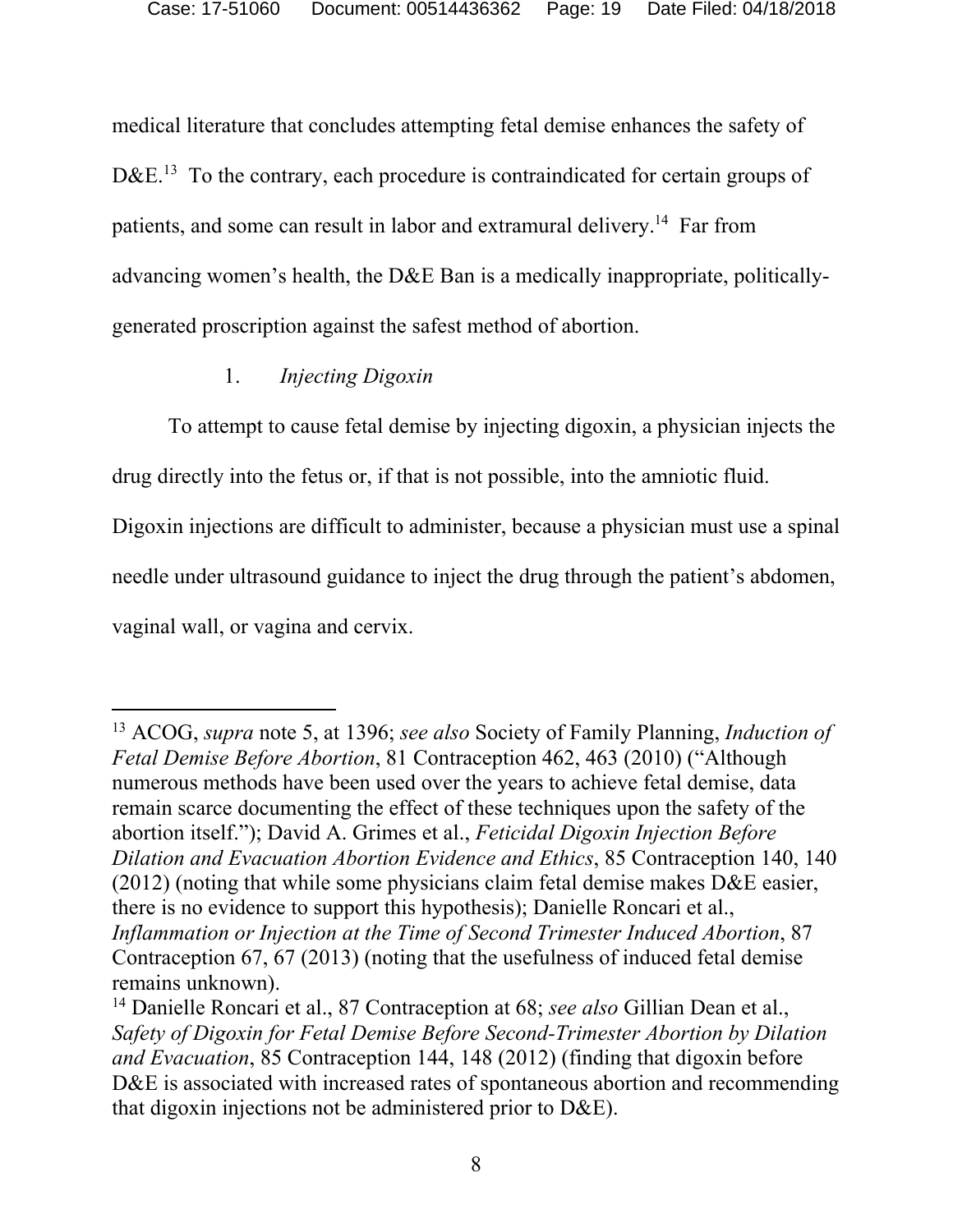medical literature that concludes attempting fetal demise enhances the safety of D&E.[13] To the contrary, each procedure is contraindicated for certain groups of patients, and some can result in labor and extramural delivery.[14] Far from advancing women's health, the D&E Ban is a medically inappropriate, politically-generated proscription against the safest method of abortion.

### 1. *Injecting Digoxin*

To attempt to cause fetal demise by injecting digoxin, a physician injects the drug directly into the fetus or, if that is not possible, into the amniotic fluid. Digoxin injections are difficult to administer, because a physician must use a spinal needle under ultrasound guidance to inject the drug through the patient's abdomen, vaginal wall, or vagina and cervix.

---

[13] ACOG, *supra* note 5, at 1396; *see also* Society of Family Planning, *Induction of Fetal Demise Before Abortion*, 81 Contraception 462, 463 (2010) ("Although numerous methods have been used over the years to achieve fetal demise, data remain scarce documenting the effect of these techniques upon the safety of the abortion itself."); David A. Grimes et al., *Feticidal Digoxin Injection Before Dilation and Evacuation Abortion Evidence and Ethics*, 85 Contraception 140, 140 (2012) (noting that while some physicians claim fetal demise makes D&E easier, there is no evidence to support this hypothesis); Danielle Roncari et al., *Inflammation or Injection at the Time of Second Trimester Induced Abortion*, 87 Contraception 67, 67 (2013) (noting that the usefulness of induced fetal demise remains unknown).

[14] Danielle Roncari et al., 87 Contraception at 68; *see also* Gillian Dean et al., *Safety of Digoxin for Fetal Demise Before Second-Trimester Abortion by Dilation and Evacuation*, 85 Contraception 144, 148 (2012) (finding that digoxin before D&E is associated with increased rates of spontaneous abortion and recommending that digoxin injections not be administered prior to D&E).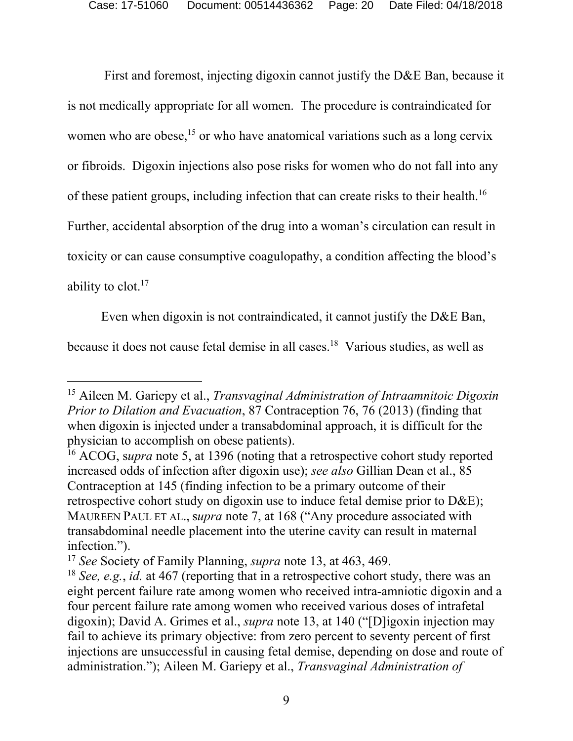First and foremost, injecting digoxin cannot justify the D&E Ban, because it is not medically appropriate for all women. The procedure is contraindicated for women who are obese,[15] or who have anatomical variations such as a long cervix or fibroids. Digoxin injections also pose risks for women who do not fall into any of these patient groups, including infection that can create risks to their health.[16] Further, accidental absorption of the drug into a woman's circulation can result in toxicity or can cause consumptive coagulopathy, a condition affecting the blood's ability to clot.[17]

Even when digoxin is not contraindicated, it cannot justify the D&E Ban, because it does not cause fetal demise in all cases.[18] Various studies, as well as

---

[15] Aileen M. Gariepy et al., *Transvaginal Administration of Intraamnitoic Digoxin Prior to Dilation and Evacuation*, 87 Contraception 76, 76 (2013) (finding that when digoxin is injected under a transabdominal approach, it is difficult for the physician to accomplish on obese patients).

[16] ACOG, s*upra* note 5, at 1396 (noting that a retrospective cohort study reported increased odds of infection after digoxin use); *see also* Gillian Dean et al., 85 Contraception at 145 (finding infection to be a primary outcome of their retrospective cohort study on digoxin use to induce fetal demise prior to D&E); MAUREEN PAUL ET AL., s*upra* note 7, at 168 ("Any procedure associated with transabdominal needle placement into the uterine cavity can result in maternal infection.").

[17] *See* Society of Family Planning, *supra* note 13, at 463, 469.

[18] *See, e.g.*, *id.* at 467 (reporting that in a retrospective cohort study, there was an eight percent failure rate among women who received intra-amniotic digoxin and a four percent failure rate among women who received various doses of intrafetal digoxin); David A. Grimes et al., *supra* note 13, at 140 ("[D]igoxin injection may fail to achieve its primary objective: from zero percent to seventy percent of first injections are unsuccessful in causing fetal demise, depending on dose and route of administration."); Aileen M. Gariepy et al., *Transvaginal Administration of*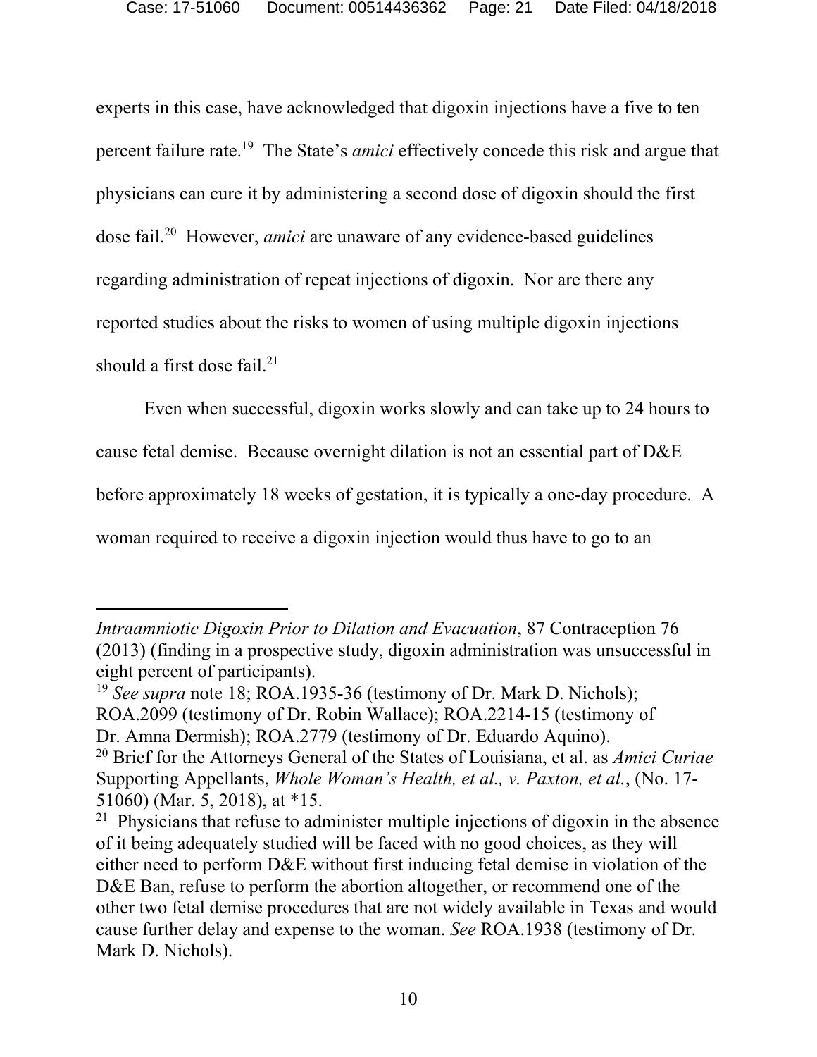experts in this case, have acknowledged that digoxin injections have a five to ten percent failure rate.[19] The State's *amici* effectively concede this risk and argue that physicians can cure it by administering a second dose of digoxin should the first dose fail.[20] However, *amici* are unaware of any evidence-based guidelines regarding administration of repeat injections of digoxin. Nor are there any reported studies about the risks to women of using multiple digoxin injections should a first dose fail.[21]

Even when successful, digoxin works slowly and can take up to 24 hours to cause fetal demise. Because overnight dilation is not an essential part of D&E before approximately 18 weeks of gestation, it is typically a one-day procedure. A woman required to receive a digoxin injection would thus have to go to an

---

*Intraamniotic Digoxin Prior to Dilation and Evacuation*, 87 Contraception 76 (2013) (finding in a prospective study, digoxin administration was unsuccessful in eight percent of participants).

[19] *See supra* note 18; ROA.1935-36 (testimony of Dr. Mark D. Nichols); ROA.2099 (testimony of Dr. Robin Wallace); ROA.2214-15 (testimony of Dr. Amna Dermish); ROA.2779 (testimony of Dr. Eduardo Aquino).

[20] Brief for the Attorneys General of the States of Louisiana, et al. as *Amici Curiae* Supporting Appellants, *Whole Woman's Health, et al., v. Paxton, et al.*, (No. 17-51060) (Mar. 5, 2018), at *15.

[21] Physicians that refuse to administer multiple injections of digoxin in the absence of it being adequately studied will be faced with no good choices, as they will either need to perform D&E without first inducing fetal demise in violation of the D&E Ban, refuse to perform the abortion altogether, or recommend one of the other two fetal demise procedures that are not widely available in Texas and would cause further delay and expense to the woman. *See* ROA.1938 (testimony of Dr. Mark D. Nichols).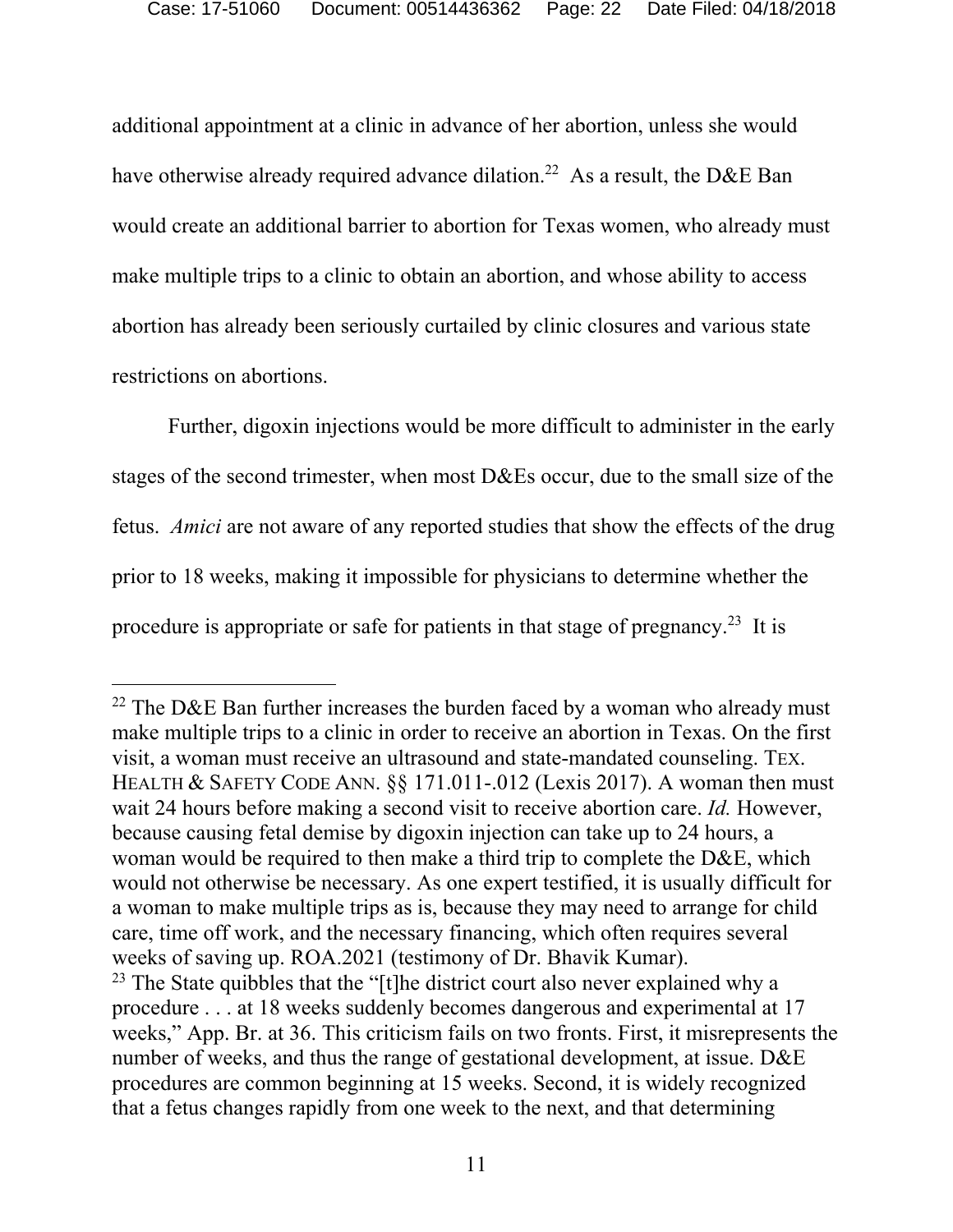additional appointment at a clinic in advance of her abortion, unless she would have otherwise already required advance dilation.[22] As a result, the D&E Ban would create an additional barrier to abortion for Texas women, who already must make multiple trips to a clinic to obtain an abortion, and whose ability to access abortion has already been seriously curtailed by clinic closures and various state restrictions on abortions.

Further, digoxin injections would be more difficult to administer in the early stages of the second trimester, when most D&Es occur, due to the small size of the fetus. *Amici* are not aware of any reported studies that show the effects of the drug prior to 18 weeks, making it impossible for physicians to determine whether the procedure is appropriate or safe for patients in that stage of pregnancy.[23] It is

---

[22] The D&E Ban further increases the burden faced by a woman who already must make multiple trips to a clinic in order to receive an abortion in Texas. On the first visit, a woman must receive an ultrasound and state-mandated counseling. TEX. HEALTH & SAFETY CODE ANN. §§ 171.011-.012 (Lexis 2017). A woman then must wait 24 hours before making a second visit to receive abortion care. *Id.* However, because causing fetal demise by digoxin injection can take up to 24 hours, a woman would be required to then make a third trip to complete the D&E, which would not otherwise be necessary. As one expert testified, it is usually difficult for a woman to make multiple trips as is, because they may need to arrange for child care, time off work, and the necessary financing, which often requires several weeks of saving up. ROA.2021 (testimony of Dr. Bhavik Kumar).

[23] The State quibbles that the "[t]he district court also never explained why a procedure . . . at 18 weeks suddenly becomes dangerous and experimental at 17 weeks," App. Br. at 36. This criticism fails on two fronts. First, it misrepresents the number of weeks, and thus the range of gestational development, at issue. D&E procedures are common beginning at 15 weeks. Second, it is widely recognized that a fetus changes rapidly from one week to the next, and that determining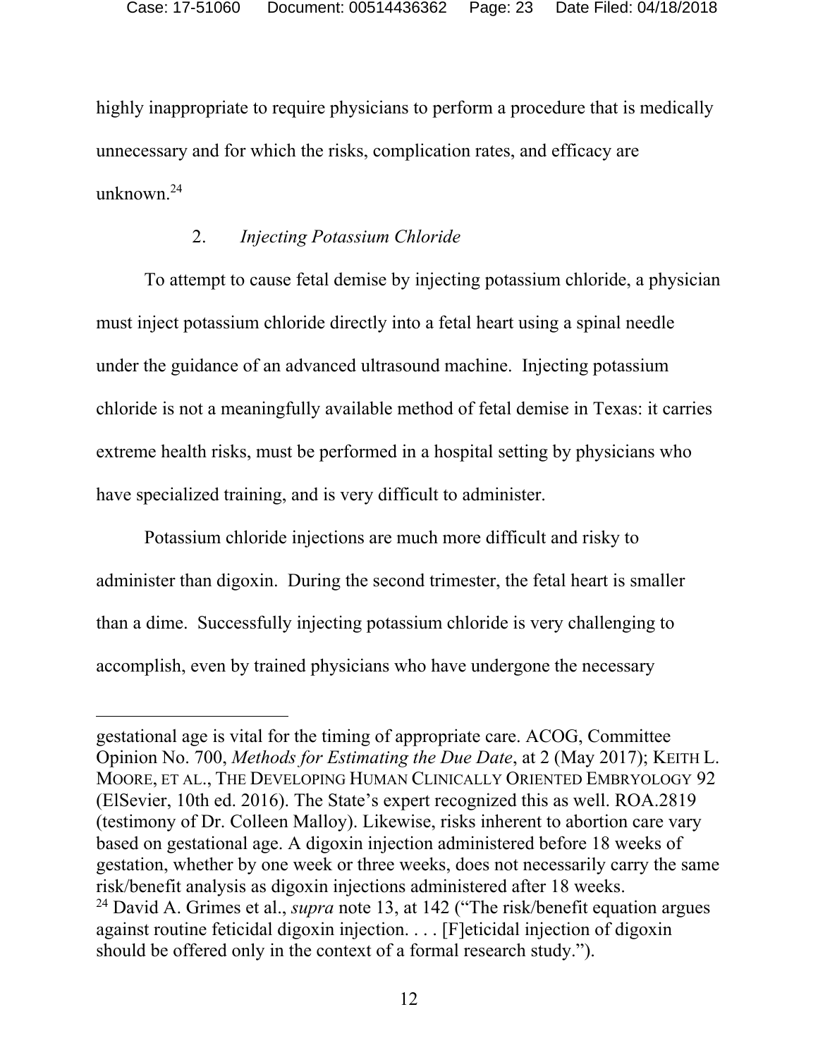highly inappropriate to require physicians to perform a procedure that is medically unnecessary and for which the risks, complication rates, and efficacy are unknown.[24]

### 2. *Injecting Potassium Chloride*

To attempt to cause fetal demise by injecting potassium chloride, a physician must inject potassium chloride directly into a fetal heart using a spinal needle under the guidance of an advanced ultrasound machine. Injecting potassium chloride is not a meaningfully available method of fetal demise in Texas: it carries extreme health risks, must be performed in a hospital setting by physicians who have specialized training, and is very difficult to administer.

Potassium chloride injections are much more difficult and risky to administer than digoxin. During the second trimester, the fetal heart is smaller than a dime. Successfully injecting potassium chloride is very challenging to accomplish, even by trained physicians who have undergone the necessary

---

gestational age is vital for the timing of appropriate care. ACOG, Committee Opinion No. 700, *Methods for Estimating the Due Date*, at 2 (May 2017); KEITH L. MOORE, ET AL., THE DEVELOPING HUMAN CLINICALLY ORIENTED EMBRYOLOGY 92 (ElSevier, 10th ed. 2016). The State's expert recognized this as well. ROA.2819 (testimony of Dr. Colleen Malloy). Likewise, risks inherent to abortion care vary based on gestational age. A digoxin injection administered before 18 weeks of gestation, whether by one week or three weeks, does not necessarily carry the same risk/benefit analysis as digoxin injections administered after 18 weeks.

[24] David A. Grimes et al., *supra* note 13, at 142 ("The risk/benefit equation argues against routine feticidal digoxin injection. . . . [F]eticidal injection of digoxin should be offered only in the context of a formal research study.").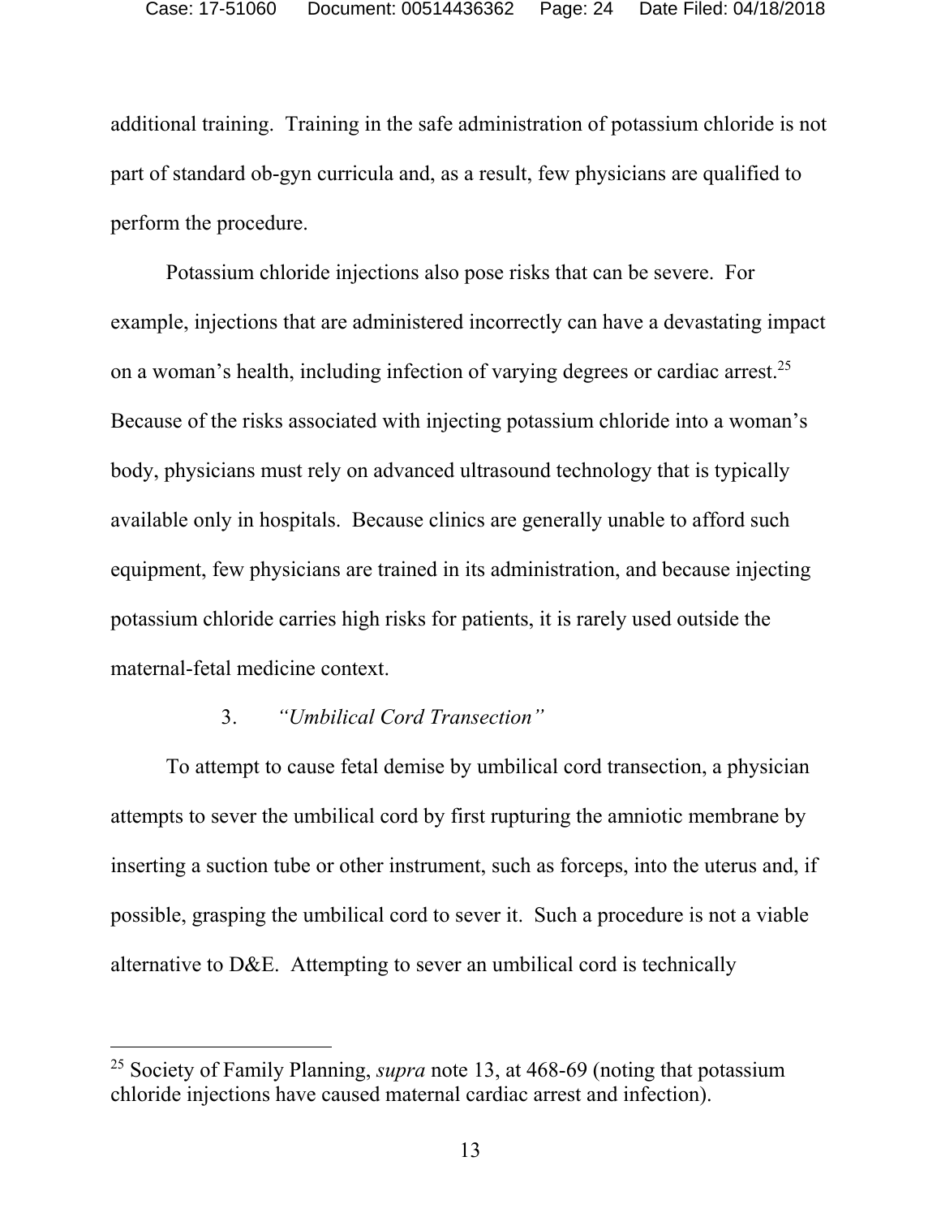additional training. Training in the safe administration of potassium chloride is not part of standard ob-gyn curricula and, as a result, few physicians are qualified to perform the procedure.

Potassium chloride injections also pose risks that can be severe. For example, injections that are administered incorrectly can have a devastating impact on a woman's health, including infection of varying degrees or cardiac arrest.[25] Because of the risks associated with injecting potassium chloride into a woman's body, physicians must rely on advanced ultrasound technology that is typically available only in hospitals. Because clinics are generally unable to afford such equipment, few physicians are trained in its administration, and because injecting potassium chloride carries high risks for patients, it is rarely used outside the maternal-fetal medicine context.

3. *"Umbilical Cord Transection"*

To attempt to cause fetal demise by umbilical cord transection, a physician attempts to sever the umbilical cord by first rupturing the amniotic membrane by inserting a suction tube or other instrument, such as forceps, into the uterus and, if possible, grasping the umbilical cord to sever it. Such a procedure is not a viable alternative to D&E. Attempting to sever an umbilical cord is technically

[25] Society of Family Planning, *supra* note 13, at 468-69 (noting that potassium chloride injections have caused maternal cardiac arrest and infection).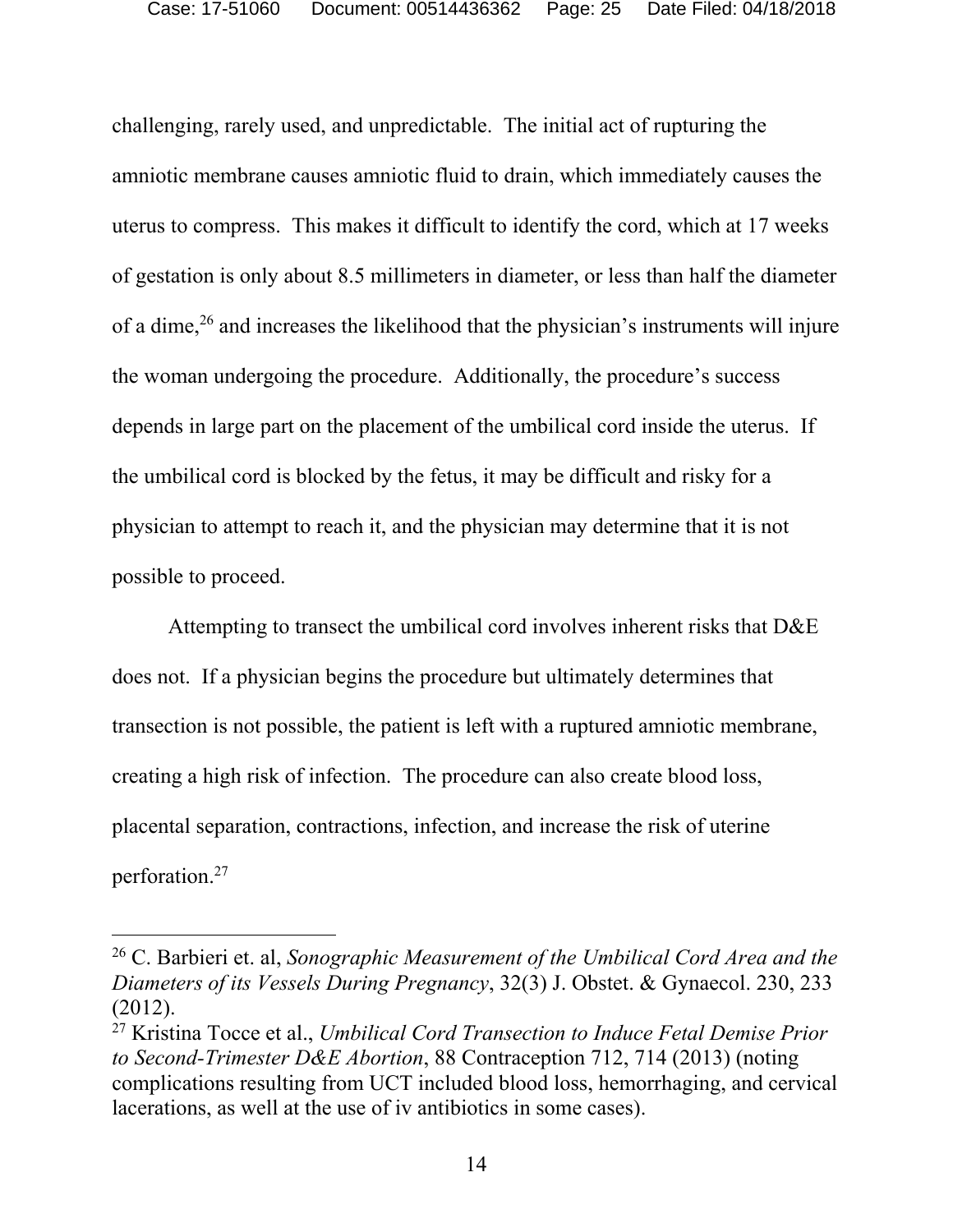challenging, rarely used, and unpredictable. The initial act of rupturing the amniotic membrane causes amniotic fluid to drain, which immediately causes the uterus to compress. This makes it difficult to identify the cord, which at 17 weeks of gestation is only about 8.5 millimeters in diameter, or less than half the diameter of a dime,[26] and increases the likelihood that the physician's instruments will injure the woman undergoing the procedure. Additionally, the procedure's success depends in large part on the placement of the umbilical cord inside the uterus. If the umbilical cord is blocked by the fetus, it may be difficult and risky for a physician to attempt to reach it, and the physician may determine that it is not possible to proceed.

Attempting to transect the umbilical cord involves inherent risks that D&E does not. If a physician begins the procedure but ultimately determines that transection is not possible, the patient is left with a ruptured amniotic membrane, creating a high risk of infection. The procedure can also create blood loss, placental separation, contractions, infection, and increase the risk of uterine perforation.[27]

---

[26] C. Barbieri et. al, *Sonographic Measurement of the Umbilical Cord Area and the Diameters of its Vessels During Pregnancy*, 32(3) J. Obstet. & Gynaecol. 230, 233 (2012).

[27] Kristina Tocce et al., *Umbilical Cord Transection to Induce Fetal Demise Prior to Second-Trimester D&E Abortion*, 88 Contraception 712, 714 (2013) (noting complications resulting from UCT included blood loss, hemorrhaging, and cervical lacerations, as well at the use of iv antibiotics in some cases).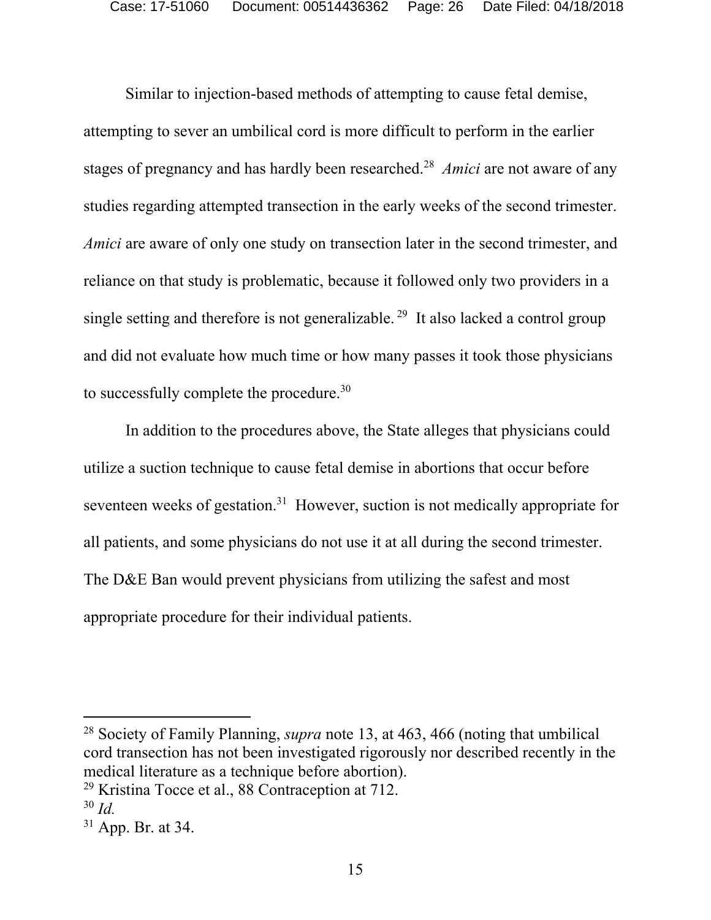Similar to injection-based methods of attempting to cause fetal demise, attempting to sever an umbilical cord is more difficult to perform in the earlier stages of pregnancy and has hardly been researched.[28] *Amici* are not aware of any studies regarding attempted transection in the early weeks of the second trimester. *Amici* are aware of only one study on transection later in the second trimester, and reliance on that study is problematic, because it followed only two providers in a single setting and therefore is not generalizable.[29] It also lacked a control group and did not evaluate how much time or how many passes it took those physicians to successfully complete the procedure.[30]

In addition to the procedures above, the State alleges that physicians could utilize a suction technique to cause fetal demise in abortions that occur before seventeen weeks of gestation.[31] However, suction is not medically appropriate for all patients, and some physicians do not use it at all during the second trimester. The D&E Ban would prevent physicians from utilizing the safest and most appropriate procedure for their individual patients.

---

[28] Society of Family Planning, *supra* note 13, at 463, 466 (noting that umbilical cord transection has not been investigated rigorously nor described recently in the medical literature as a technique before abortion).

[29] Kristina Tocce et al., 88 Contraception at 712.

[30] *Id.*

[31] App. Br. at 34.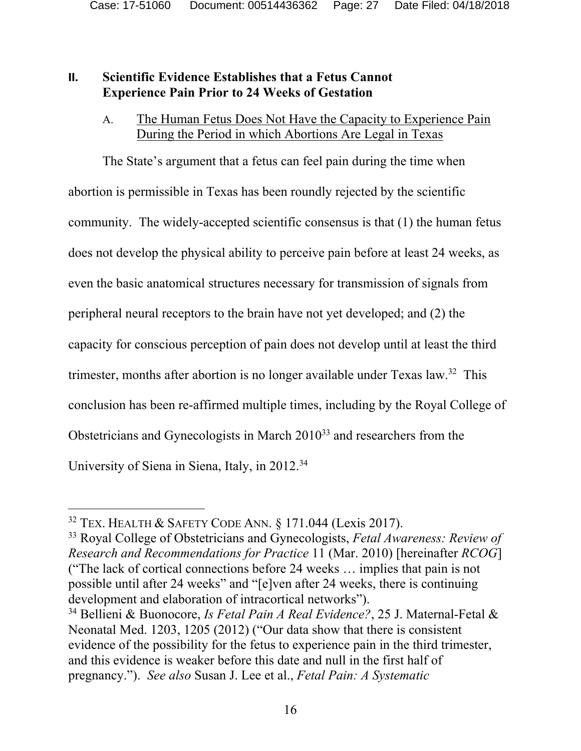## II. Scientific Evidence Establishes that a Fetus Cannot Experience Pain Prior to 24 Weeks of Gestation

### A. The Human Fetus Does Not Have the Capacity to Experience Pain During the Period in which Abortions Are Legal in Texas

The State's argument that a fetus can feel pain during the time when abortion is permissible in Texas has been roundly rejected by the scientific community. The widely-accepted scientific consensus is that (1) the human fetus does not develop the physical ability to perceive pain before at least 24 weeks, as even the basic anatomical structures necessary for transmission of signals from peripheral neural receptors to the brain have not yet developed; and (2) the capacity for conscious perception of pain does not develop until at least the third trimester, months after abortion is no longer available under Texas law.[32] This conclusion has been re-affirmed multiple times, including by the Royal College of Obstetricians and Gynecologists in March 2010[33] and researchers from the University of Siena in Siena, Italy, in 2012.[34]

---

[32] TEX. HEALTH & SAFETY CODE ANN. § 171.044 (Lexis 2017).

[33] Royal College of Obstetricians and Gynecologists, *Fetal Awareness: Review of Research and Recommendations for Practice* 11 (Mar. 2010) [hereinafter *RCOG*] ("The lack of cortical connections before 24 weeks … implies that pain is not possible until after 24 weeks" and "[e]ven after 24 weeks, there is continuing development and elaboration of intracortical networks").

[34] Bellieni & Buonocore, *Is Fetal Pain A Real Evidence?*, 25 J. Maternal-Fetal & Neonatal Med. 1203, 1205 (2012) ("Our data show that there is consistent evidence of the possibility for the fetus to experience pain in the third trimester, and this evidence is weaker before this date and null in the first half of pregnancy."). *See also* Susan J. Lee et al., *Fetal Pain: A Systematic*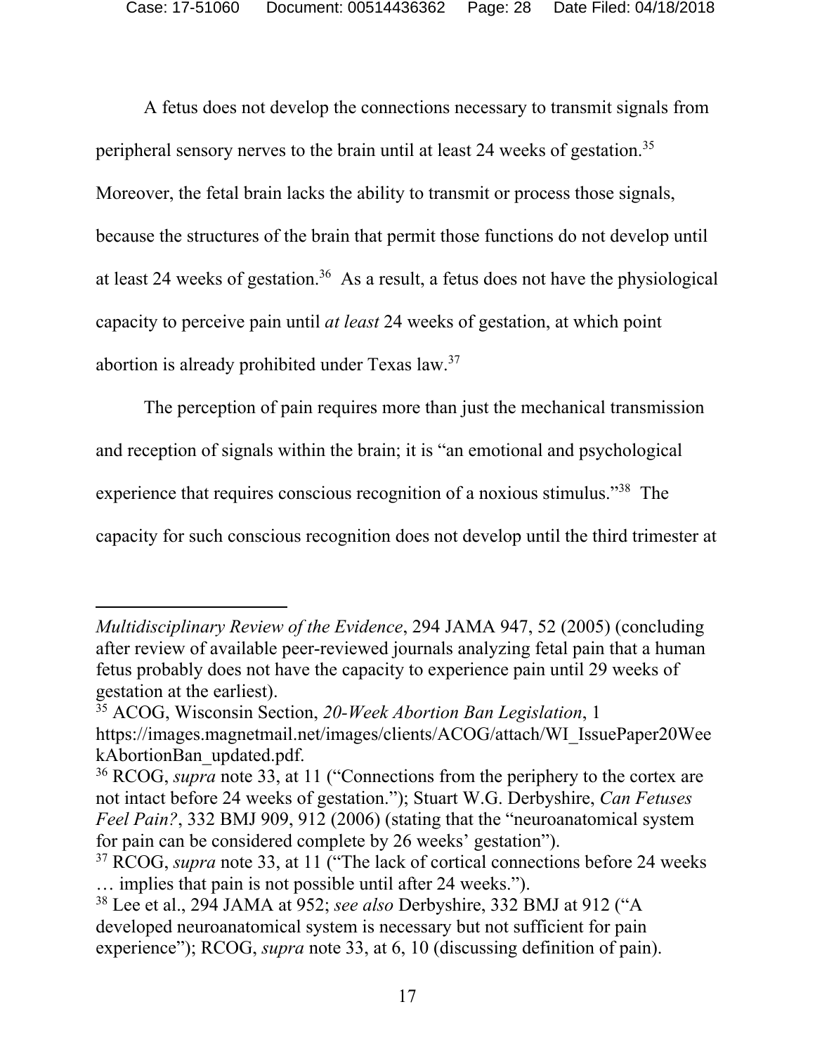A fetus does not develop the connections necessary to transmit signals from peripheral sensory nerves to the brain until at least 24 weeks of gestation.[35] Moreover, the fetal brain lacks the ability to transmit or process those signals, because the structures of the brain that permit those functions do not develop until at least 24 weeks of gestation.[36] As a result, a fetus does not have the physiological capacity to perceive pain until *at least* 24 weeks of gestation, at which point abortion is already prohibited under Texas law.[37]

The perception of pain requires more than just the mechanical transmission and reception of signals within the brain; it is "an emotional and psychological experience that requires conscious recognition of a noxious stimulus."[38] The capacity for such conscious recognition does not develop until the third trimester at

---

*Multidisciplinary Review of the Evidence*, 294 JAMA 947, 52 (2005) (concluding after review of available peer-reviewed journals analyzing fetal pain that a human fetus probably does not have the capacity to experience pain until 29 weeks of gestation at the earliest).

[35] ACOG, Wisconsin Section, *20-Week Abortion Ban Legislation*, 1 https://images.magnetmail.net/images/clients/ACOG/attach/WI_IssuePaper20WeekAbortionBan_updated.pdf.

[36] RCOG, *supra* note 33, at 11 ("Connections from the periphery to the cortex are not intact before 24 weeks of gestation."); Stuart W.G. Derbyshire, *Can Fetuses Feel Pain?*, 332 BMJ 909, 912 (2006) (stating that the "neuroanatomical system for pain can be considered complete by 26 weeks' gestation").

[37] RCOG, *supra* note 33, at 11 ("The lack of cortical connections before 24 weeks … implies that pain is not possible until after 24 weeks.").

[38] Lee et al., 294 JAMA at 952; *see also* Derbyshire, 332 BMJ at 912 ("A developed neuroanatomical system is necessary but not sufficient for pain experience"); RCOG, *supra* note 33, at 6, 10 (discussing definition of pain).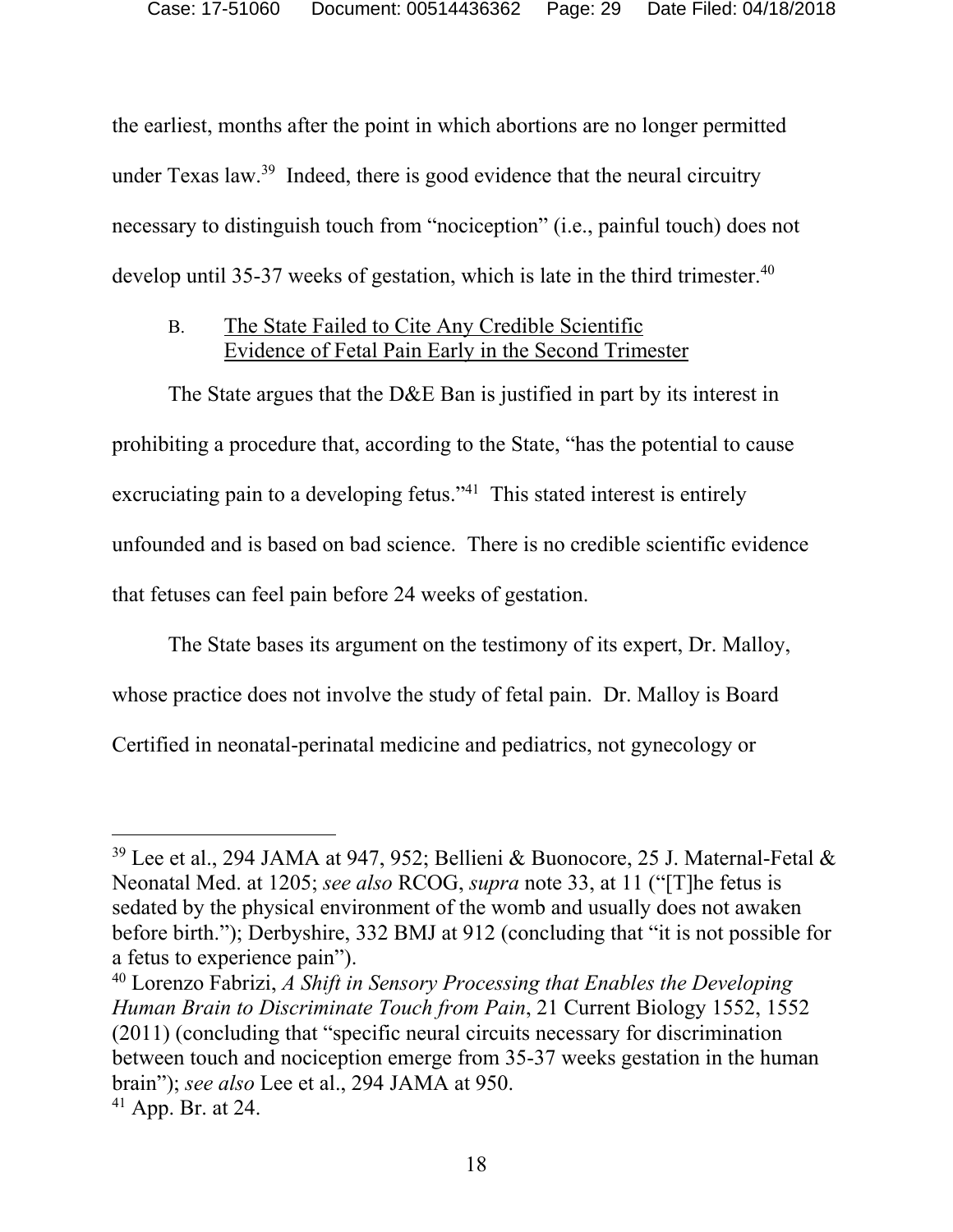the earliest, months after the point in which abortions are no longer permitted under Texas law.[39] Indeed, there is good evidence that the neural circuitry necessary to distinguish touch from "nociception" (i.e., painful touch) does not develop until 35-37 weeks of gestation, which is late in the third trimester.[40]

### B. The State Failed to Cite Any Credible Scientific Evidence of Fetal Pain Early in the Second Trimester

The State argues that the D&E Ban is justified in part by its interest in prohibiting a procedure that, according to the State, "has the potential to cause excruciating pain to a developing fetus."[41] This stated interest is entirely unfounded and is based on bad science. There is no credible scientific evidence that fetuses can feel pain before 24 weeks of gestation.

The State bases its argument on the testimony of its expert, Dr. Malloy, whose practice does not involve the study of fetal pain. Dr. Malloy is Board Certified in neonatal-perinatal medicine and pediatrics, not gynecology or

---

[39] Lee et al., 294 JAMA at 947, 952; Bellieni & Buonocore, 25 J. Maternal-Fetal & Neonatal Med. at 1205; *see also* RCOG, *supra* note 33, at 11 ("[T]he fetus is sedated by the physical environment of the womb and usually does not awaken before birth."); Derbyshire, 332 BMJ at 912 (concluding that "it is not possible for a fetus to experience pain").

[40] Lorenzo Fabrizi, *A Shift in Sensory Processing that Enables the Developing Human Brain to Discriminate Touch from Pain*, 21 Current Biology 1552, 1552 (2011) (concluding that "specific neural circuits necessary for discrimination between touch and nociception emerge from 35-37 weeks gestation in the human brain"); *see also* Lee et al., 294 JAMA at 950.

[41] App. Br. at 24.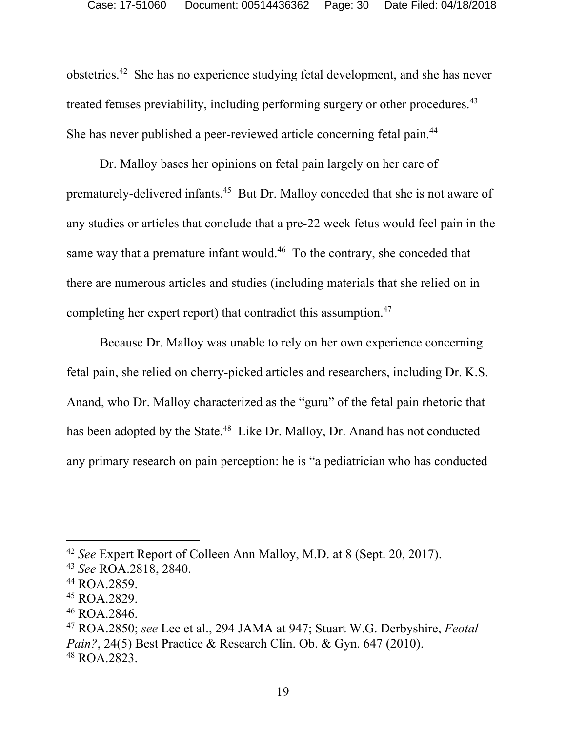obstetrics.[42] She has no experience studying fetal development, and she has never treated fetuses previability, including performing surgery or other procedures.[43] She has never published a peer-reviewed article concerning fetal pain.[44]

Dr. Malloy bases her opinions on fetal pain largely on her care of prematurely-delivered infants.[45] But Dr. Malloy conceded that she is not aware of any studies or articles that conclude that a pre-22 week fetus would feel pain in the same way that a premature infant would.[46] To the contrary, she conceded that there are numerous articles and studies (including materials that she relied on in completing her expert report) that contradict this assumption.[47]

Because Dr. Malloy was unable to rely on her own experience concerning fetal pain, she relied on cherry-picked articles and researchers, including Dr. K.S. Anand, who Dr. Malloy characterized as the "guru" of the fetal pain rhetoric that has been adopted by the State.[48] Like Dr. Malloy, Dr. Anand has not conducted any primary research on pain perception: he is "a pediatrician who has conducted

---

[42] *See* Expert Report of Colleen Ann Malloy, M.D. at 8 (Sept. 20, 2017).

[43] *See* ROA.2818, 2840.

[44] ROA.2859.

[45] ROA.2829.

[46] ROA.2846.

[47] ROA.2850; *see* Lee et al., 294 JAMA at 947; Stuart W.G. Derbyshire, *Feotal Pain?*, 24(5) Best Practice & Research Clin. Ob. & Gyn. 647 (2010).

[48] ROA.2823.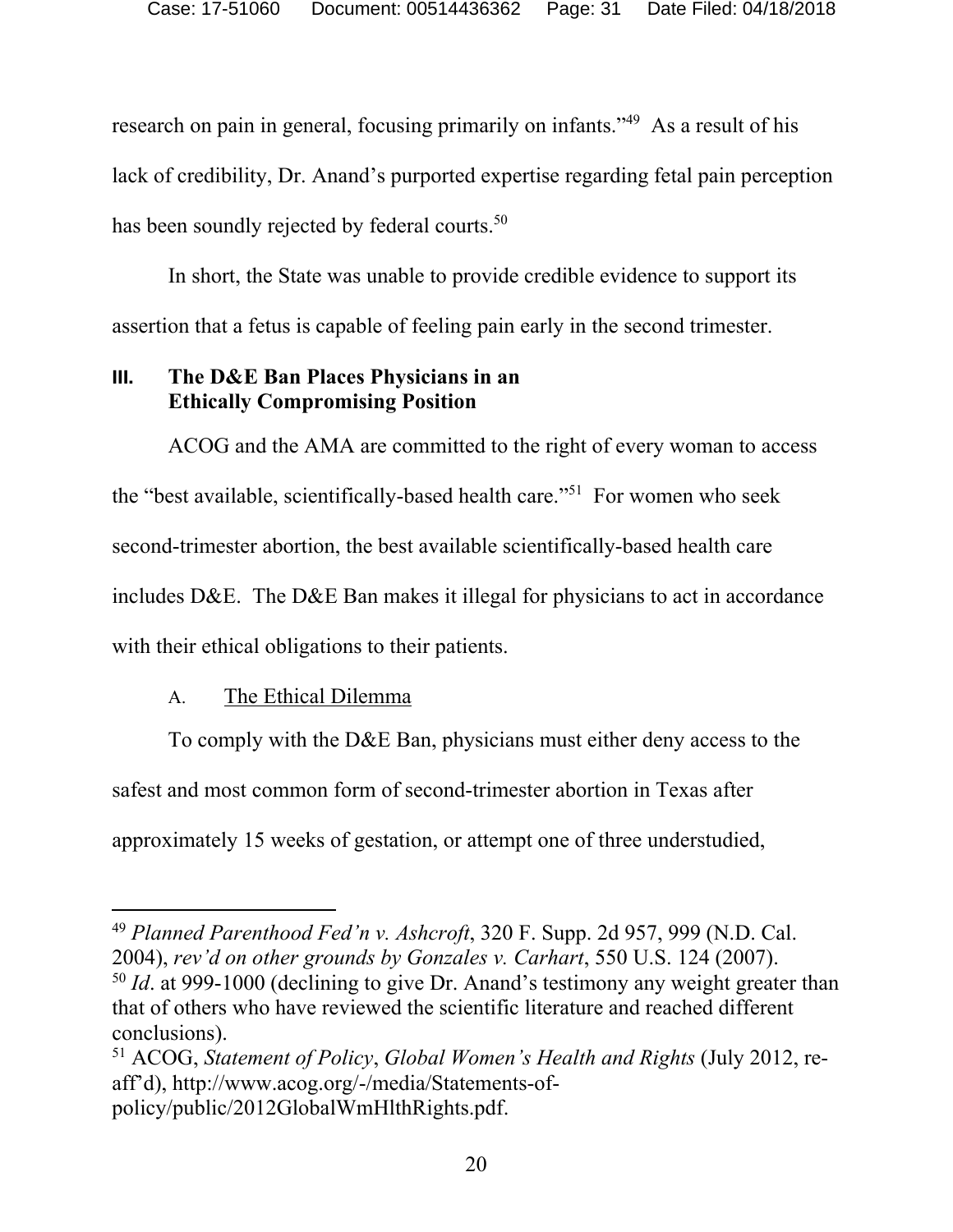research on pain in general, focusing primarily on infants."[49] As a result of his lack of credibility, Dr. Anand's purported expertise regarding fetal pain perception has been soundly rejected by federal courts.[50]

In short, the State was unable to provide credible evidence to support its assertion that a fetus is capable of feeling pain early in the second trimester.

## III. The D&E Ban Places Physicians in an Ethically Compromising Position

ACOG and the AMA are committed to the right of every woman to access the "best available, scientifically-based health care."[51] For women who seek second-trimester abortion, the best available scientifically-based health care includes D&E. The D&E Ban makes it illegal for physicians to act in accordance with their ethical obligations to their patients.

### A. The Ethical Dilemma

To comply with the D&E Ban, physicians must either deny access to the safest and most common form of second-trimester abortion in Texas after approximately 15 weeks of gestation, or attempt one of three understudied,

---

[49] *Planned Parenthood Fed'n v. Ashcroft*, 320 F. Supp. 2d 957, 999 (N.D. Cal. 2004), *rev'd on other grounds by Gonzales v. Carhart*, 550 U.S. 124 (2007).

[50] *Id*. at 999-1000 (declining to give Dr. Anand's testimony any weight greater than that of others who have reviewed the scientific literature and reached different conclusions).

[51] ACOG, *Statement of Policy*, *Global Women's Health and Rights* (July 2012, re-aff'd), http://www.acog.org/-/media/Statements-of-policy/public/2012GlobalWmHlthRights.pdf.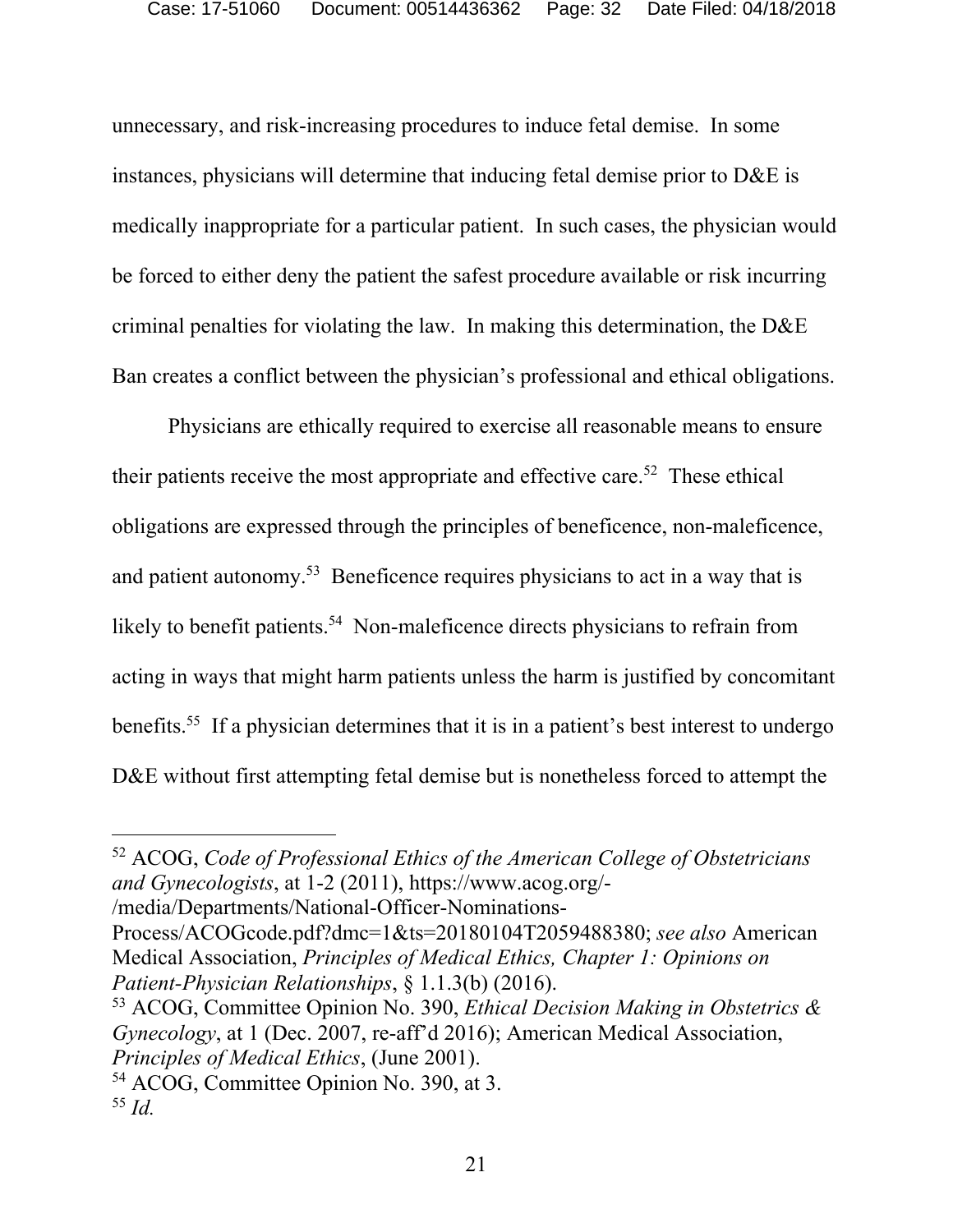unnecessary, and risk-increasing procedures to induce fetal demise. In some instances, physicians will determine that inducing fetal demise prior to D&E is medically inappropriate for a particular patient. In such cases, the physician would be forced to either deny the patient the safest procedure available or risk incurring criminal penalties for violating the law. In making this determination, the D&E Ban creates a conflict between the physician's professional and ethical obligations.

Physicians are ethically required to exercise all reasonable means to ensure their patients receive the most appropriate and effective care.[52] These ethical obligations are expressed through the principles of beneficence, non-maleficence, and patient autonomy.[53] Beneficence requires physicians to act in a way that is likely to benefit patients.[54] Non-maleficence directs physicians to refrain from acting in ways that might harm patients unless the harm is justified by concomitant benefits.[55] If a physician determines that it is in a patient's best interest to undergo D&E without first attempting fetal demise but is nonetheless forced to attempt the

---

[52] ACOG, *Code of Professional Ethics of the American College of Obstetricians and Gynecologists*, at 1-2 (2011), https://www.acog.org/-/media/Departments/National-Officer-Nominations-Process/ACOGcode.pdf?dmc=1&ts=20180104T2059488380; *see also* American Medical Association, *Principles of Medical Ethics, Chapter 1: Opinions on Patient-Physician Relationships*, § 1.1.3(b) (2016).

[53] ACOG, Committee Opinion No. 390, *Ethical Decision Making in Obstetrics & Gynecology*, at 1 (Dec. 2007, re-aff'd 2016); American Medical Association, *Principles of Medical Ethics*, (June 2001).

[54] ACOG, Committee Opinion No. 390, at 3.

[55] *Id.*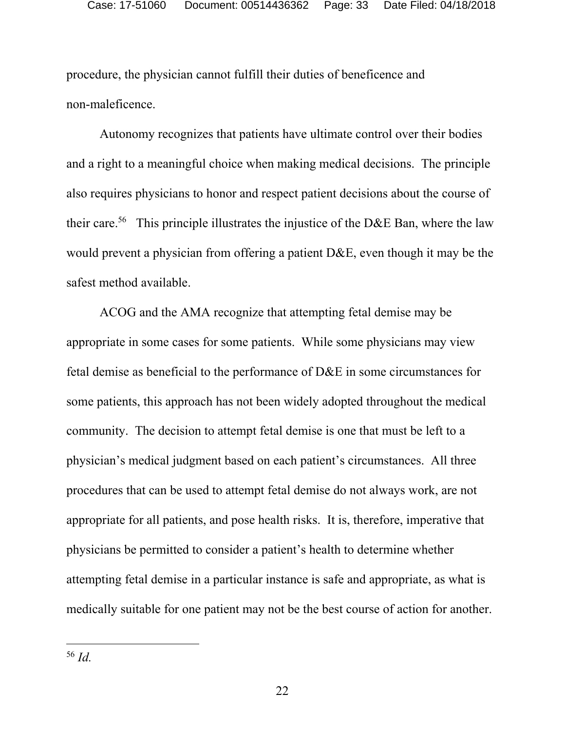procedure, the physician cannot fulfill their duties of beneficence and non-maleficence.

Autonomy recognizes that patients have ultimate control over their bodies and a right to a meaningful choice when making medical decisions. The principle also requires physicians to honor and respect patient decisions about the course of their care.[56] This principle illustrates the injustice of the D&E Ban, where the law would prevent a physician from offering a patient D&E, even though it may be the safest method available.

ACOG and the AMA recognize that attempting fetal demise may be appropriate in some cases for some patients. While some physicians may view fetal demise as beneficial to the performance of D&E in some circumstances for some patients, this approach has not been widely adopted throughout the medical community. The decision to attempt fetal demise is one that must be left to a physician's medical judgment based on each patient's circumstances. All three procedures that can be used to attempt fetal demise do not always work, are not appropriate for all patients, and pose health risks. It is, therefore, imperative that physicians be permitted to consider a patient's health to determine whether attempting fetal demise in a particular instance is safe and appropriate, as what is medically suitable for one patient may not be the best course of action for another.

---

[56] *Id.*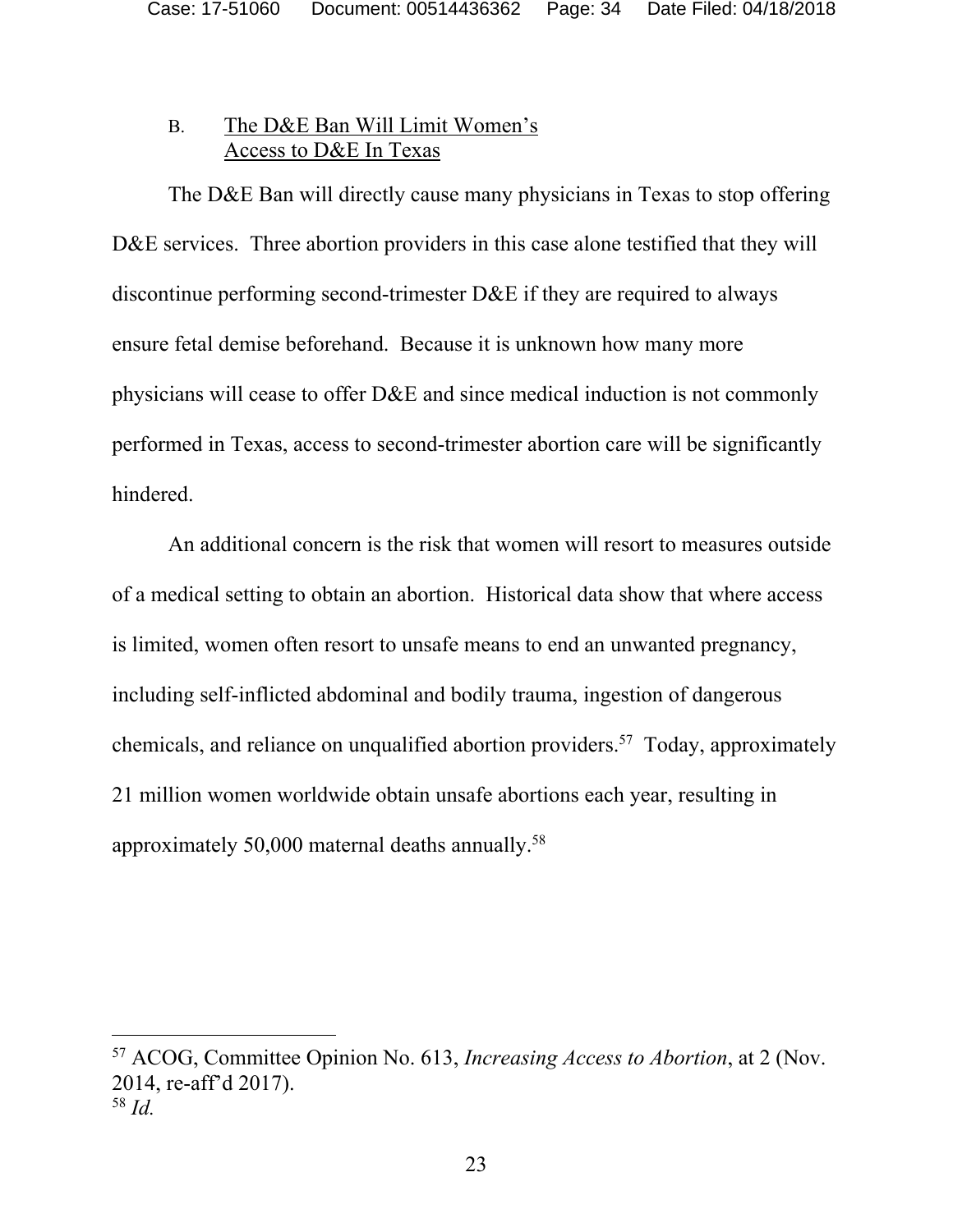### B. The D&E Ban Will Limit Women's Access to D&E In Texas

The D&E Ban will directly cause many physicians in Texas to stop offering D&E services. Three abortion providers in this case alone testified that they will discontinue performing second-trimester D&E if they are required to always ensure fetal demise beforehand. Because it is unknown how many more physicians will cease to offer D&E and since medical induction is not commonly performed in Texas, access to second-trimester abortion care will be significantly hindered.

An additional concern is the risk that women will resort to measures outside of a medical setting to obtain an abortion. Historical data show that where access is limited, women often resort to unsafe means to end an unwanted pregnancy, including self-inflicted abdominal and bodily trauma, ingestion of dangerous chemicals, and reliance on unqualified abortion providers.[57] Today, approximately 21 million women worldwide obtain unsafe abortions each year, resulting in approximately 50,000 maternal deaths annually.[58]

---

[57] ACOG, Committee Opinion No. 613, *Increasing Access to Abortion*, at 2 (Nov. 2014, re-aff'd 2017).

[58] *Id.*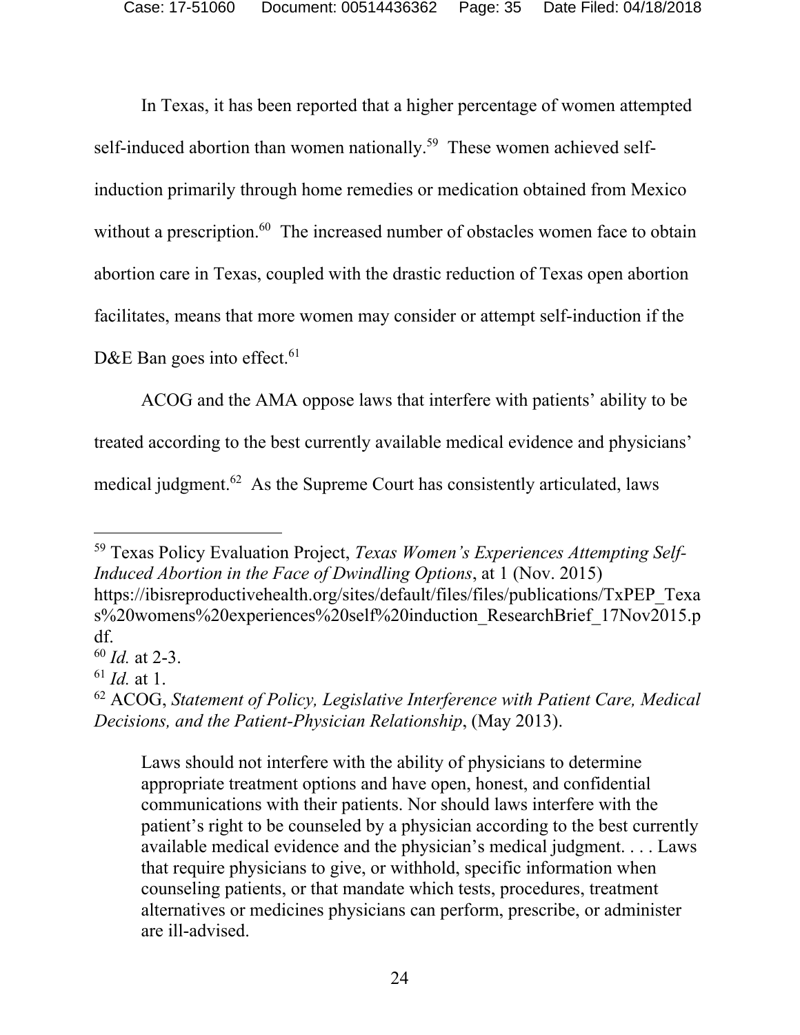In Texas, it has been reported that a higher percentage of women attempted self-induced abortion than women nationally.[59] These women achieved self-induction primarily through home remedies or medication obtained from Mexico without a prescription.[60] The increased number of obstacles women face to obtain abortion care in Texas, coupled with the drastic reduction of Texas open abortion facilitates, means that more women may consider or attempt self-induction if the D&E Ban goes into effect.[61]

ACOG and the AMA oppose laws that interfere with patients' ability to be treated according to the best currently available medical evidence and physicians' medical judgment.[62] As the Supreme Court has consistently articulated, laws

---

[59] Texas Policy Evaluation Project, *Texas Women's Experiences Attempting Self-Induced Abortion in the Face of Dwindling Options*, at 1 (Nov. 2015) https://ibisreproductivehealth.org/sites/default/files/files/publications/TxPEP_Texas%20womens%20experiences%20self%20induction_ResearchBrief_17Nov2015.pdf.

[60] *Id.* at 2-3.

[61] *Id.* at 1.

[62] ACOG, *Statement of Policy, Legislative Interference with Patient Care, Medical Decisions, and the Patient-Physician Relationship*, (May 2013).

> Laws should not interfere with the ability of physicians to determine appropriate treatment options and have open, honest, and confidential communications with their patients. Nor should laws interfere with the patient's right to be counseled by a physician according to the best currently available medical evidence and the physician's medical judgment. . . . Laws that require physicians to give, or withhold, specific information when counseling patients, or that mandate which tests, procedures, treatment alternatives or medicines physicians can perform, prescribe, or administer are ill-advised.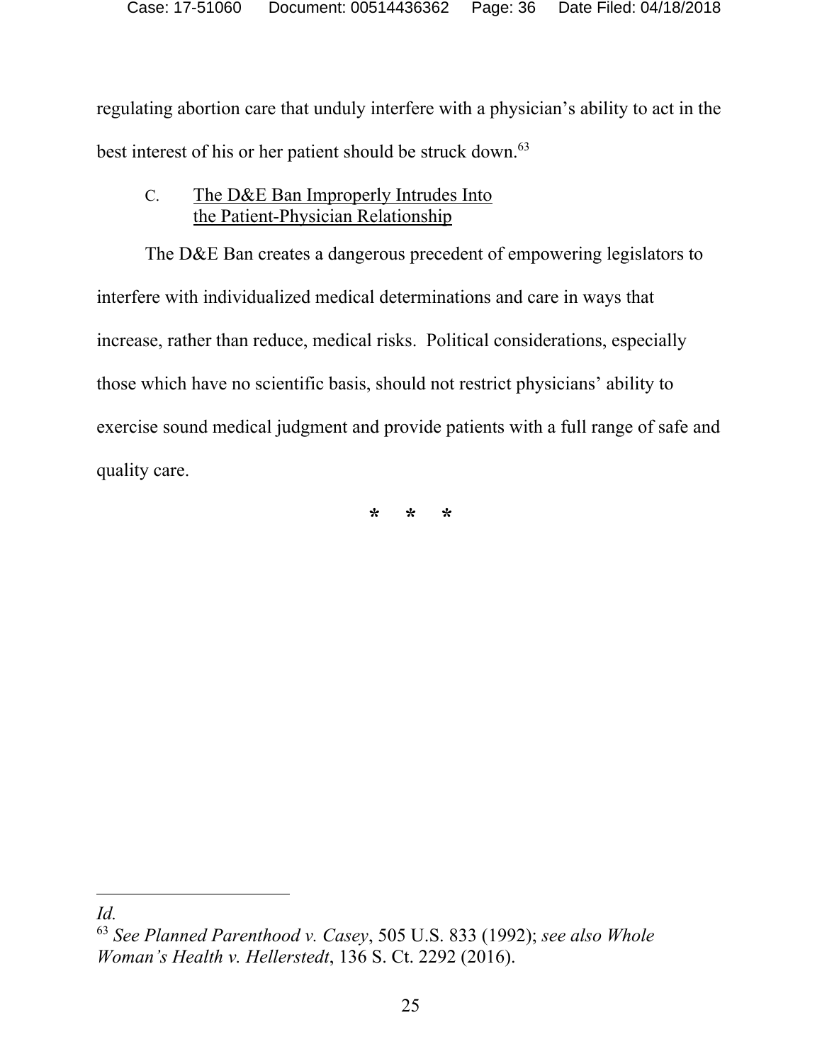regulating abortion care that unduly interfere with a physician's ability to act in the best interest of his or her patient should be struck down.[63]

### C. The D&E Ban Improperly Intrudes Into the Patient-Physician Relationship

The D&E Ban creates a dangerous precedent of empowering legislators to interfere with individualized medical determinations and care in ways that increase, rather than reduce, medical risks. Political considerations, especially those which have no scientific basis, should not restrict physicians' ability to exercise sound medical judgment and provide patients with a full range of safe and quality care.

\* \* \*

---

*Id.*

[63] *See Planned Parenthood v. Casey*, 505 U.S. 833 (1992); *see also Whole Woman's Health v. Hellerstedt*, 136 S. Ct. 2292 (2016).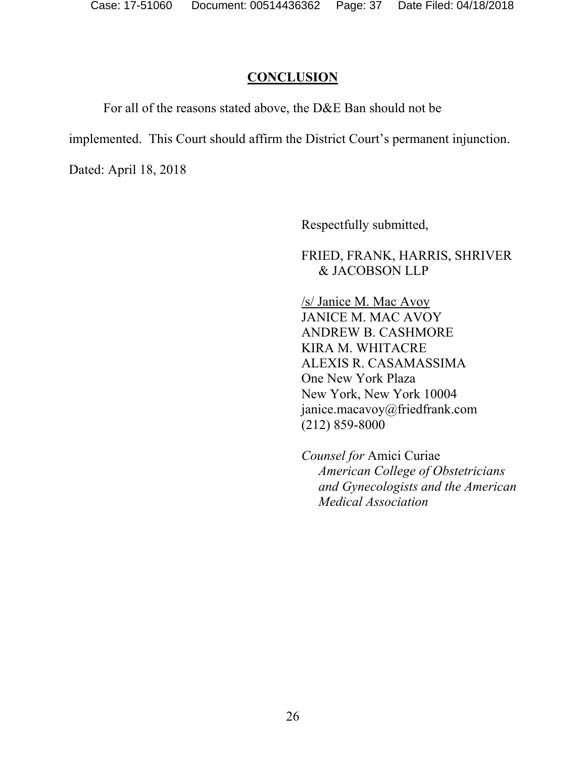## CONCLUSION

For all of the reasons stated above, the D&E Ban should not be implemented. This Court should affirm the District Court's permanent injunction.

Dated: April 18, 2018

Respectfully submitted,

FRIED, FRANK, HARRIS, SHRIVER & JACOBSON LLP

/s/ Janice M. Mac Avoy
JANICE M. MAC AVOY
ANDREW B. CASHMORE
KIRA M. WHITACRE
ALEXIS R. CASAMASSIMA
One New York Plaza
New York, New York 10004
janice.macavoy@friedfrank.com
(212) 859-8000

*Counsel for* Amici Curiae *American College of Obstetricians and Gynecologists and the American Medical Association*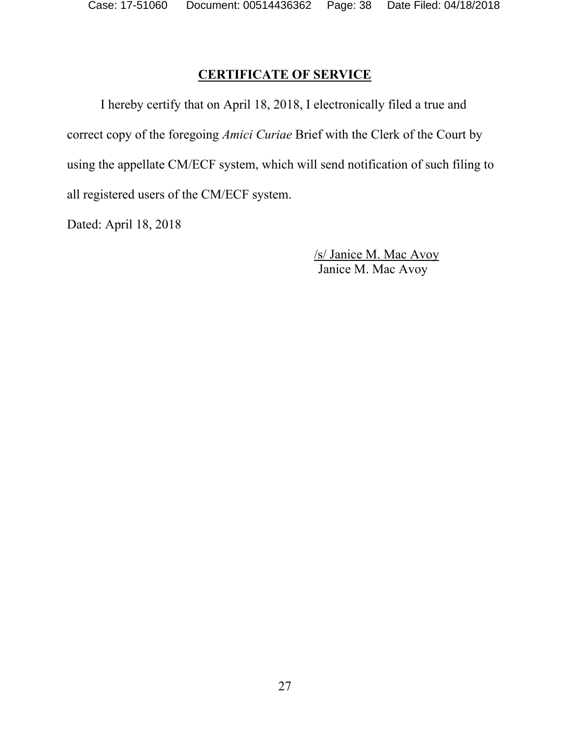# **CERTIFICATE OF SERVICE**

I hereby certify that on April 18, 2018, I electronically filed a true and correct copy of the foregoing *Amici Curiae* Brief with the Clerk of the Court by using the appellate CM/ECF system, which will send notification of such filing to all registered users of the CM/ECF system.

Dated: April 18, 2018

/s/ Janice M. Mac Avoy
Janice M. Mac Avoy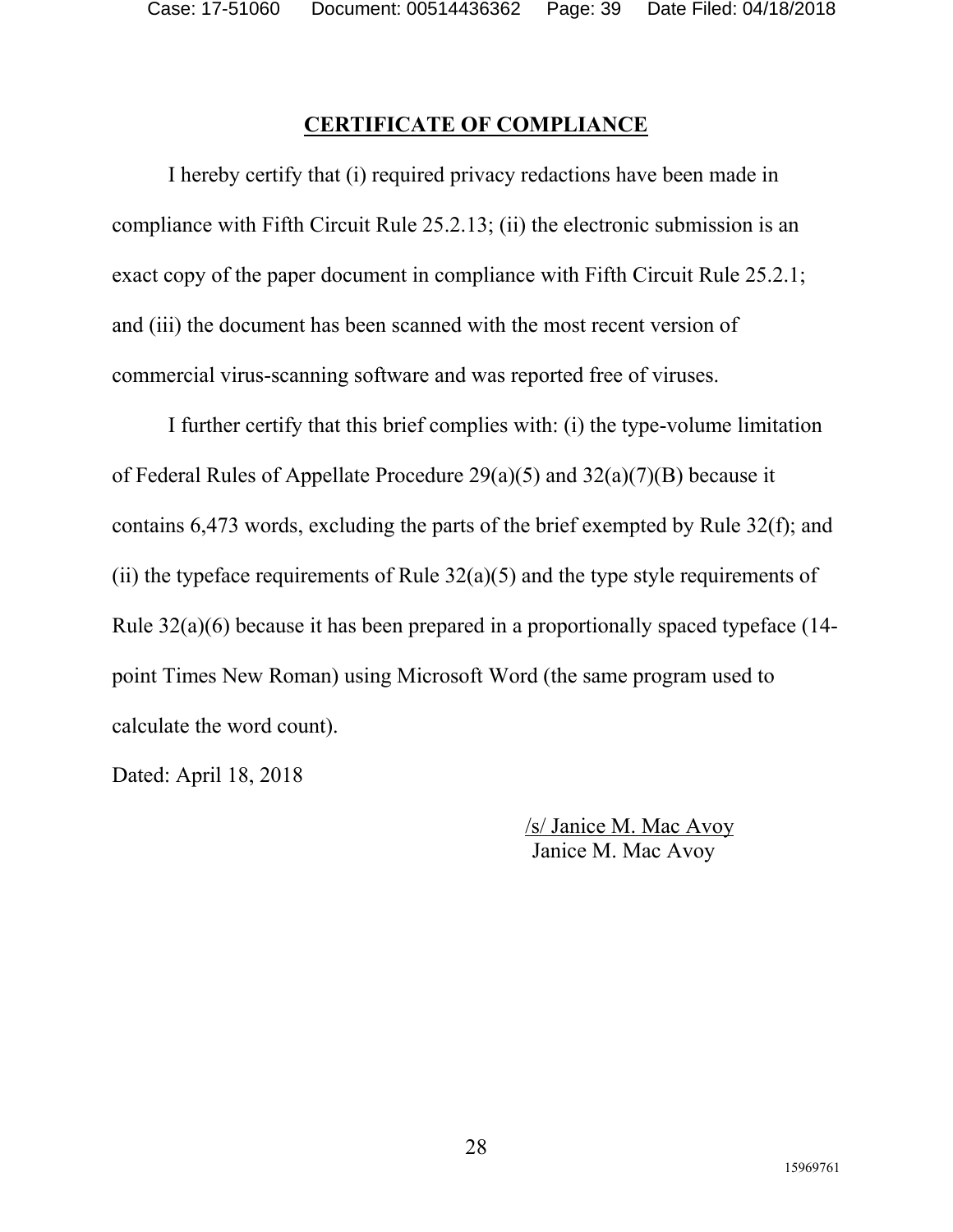## CERTIFICATE OF COMPLIANCE

I hereby certify that (i) required privacy redactions have been made in compliance with Fifth Circuit Rule 25.2.13; (ii) the electronic submission is an exact copy of the paper document in compliance with Fifth Circuit Rule 25.2.1; and (iii) the document has been scanned with the most recent version of commercial virus-scanning software and was reported free of viruses.

I further certify that this brief complies with: (i) the type-volume limitation of Federal Rules of Appellate Procedure 29(a)(5) and 32(a)(7)(B) because it contains 6,473 words, excluding the parts of the brief exempted by Rule 32(f); and (ii) the typeface requirements of Rule 32(a)(5) and the type style requirements of Rule 32(a)(6) because it has been prepared in a proportionally spaced typeface (14-point Times New Roman) using Microsoft Word (the same program used to calculate the word count).

Dated: April 18, 2018

/s/ Janice M. Mac Avoy
Janice M. Mac Avoy

15969761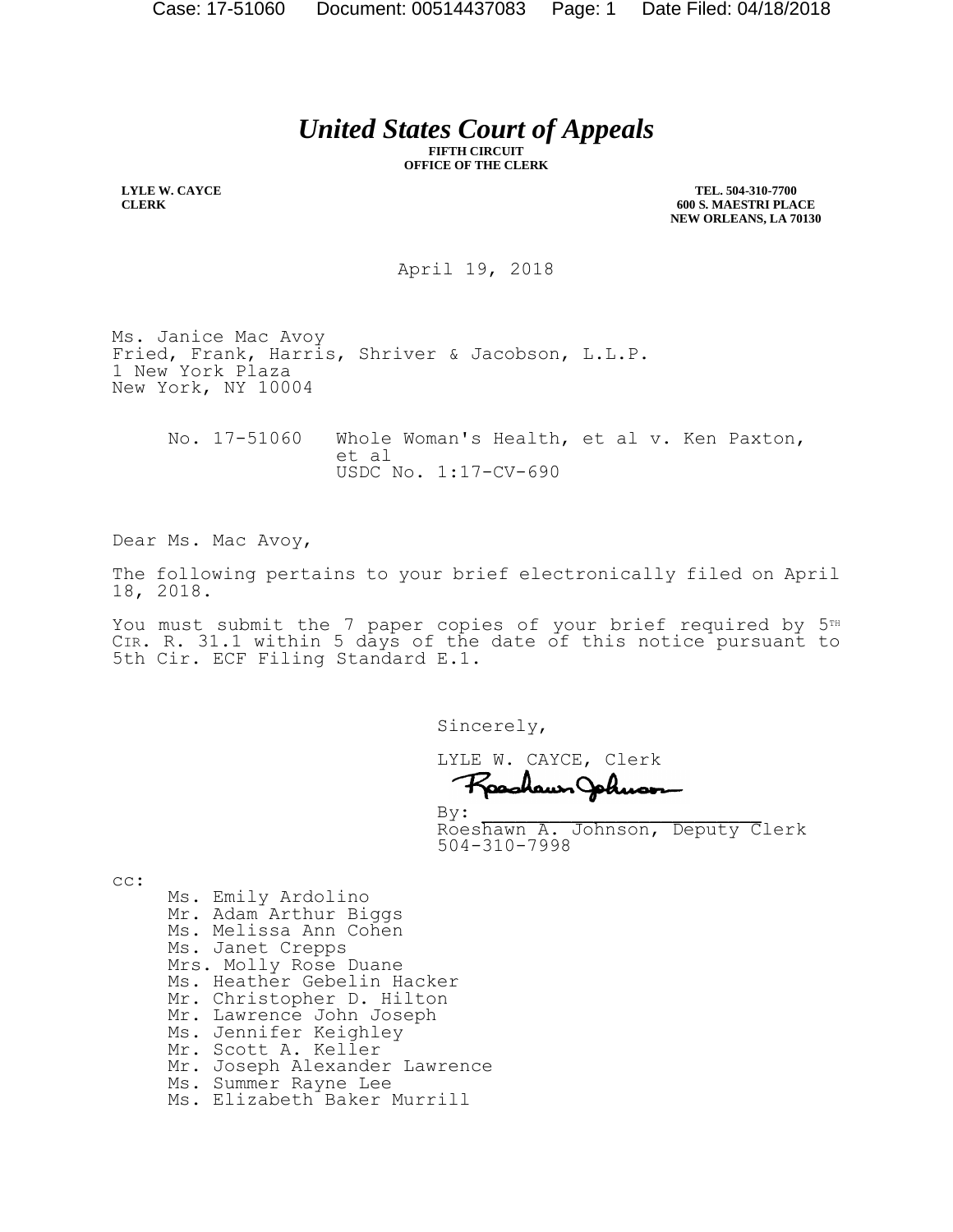# *United States Court of Appeals*

**FIFTH CIRCUIT**
**OFFICE OF THE CLERK**

**LYLE W. CAYCE**
**CLERK**

**TEL. 504-310-7700**
**600 S. MAESTRI PLACE**
**NEW ORLEANS, LA 70130**

April 19, 2018

Ms. Janice Mac Avoy
Fried, Frank, Harris, Shriver & Jacobson, L.L.P.
1 New York Plaza
New York, NY 10004

No. 17-51060 Whole Woman's Health, et al v. Ken Paxton, et al
USDC No. 1:17-CV-690

Dear Ms. Mac Avoy,

The following pertains to your brief electronically filed on April 18, 2018.

You must submit the 7 paper copies of your brief required by 5TH CIR. R. 31.1 within 5 days of the date of this notice pursuant to 5th Cir. ECF Filing Standard E.1.

Sincerely,

LYLE W. CAYCE, Clerk

By: Roeshawn A. Johnson, Deputy Clerk
504-310-7998

cc:
Ms. Emily Ardolino
Mr. Adam Arthur Biggs
Ms. Melissa Ann Cohen
Ms. Janet Crepps
Mrs. Molly Rose Duane
Ms. Heather Gebelin Hacker
Mr. Christopher D. Hilton
Mr. Lawrence John Joseph
Ms. Jennifer Keighley
Mr. Scott A. Keller
Mr. Joseph Alexander Lawrence
Ms. Summer Rayne Lee
Ms. Elizabeth Baker Murrill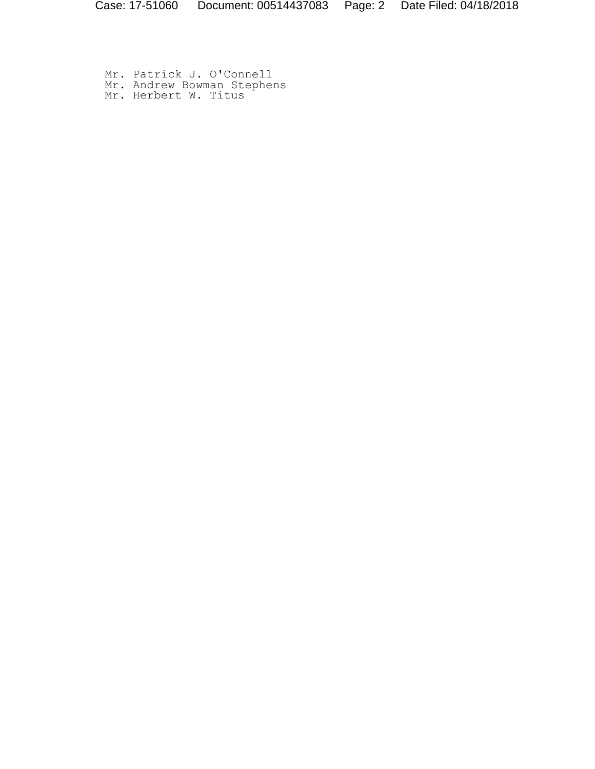Mr. Patrick J. O'Connell
Mr. Andrew Bowman Stephens
Mr. Herbert W. Titus